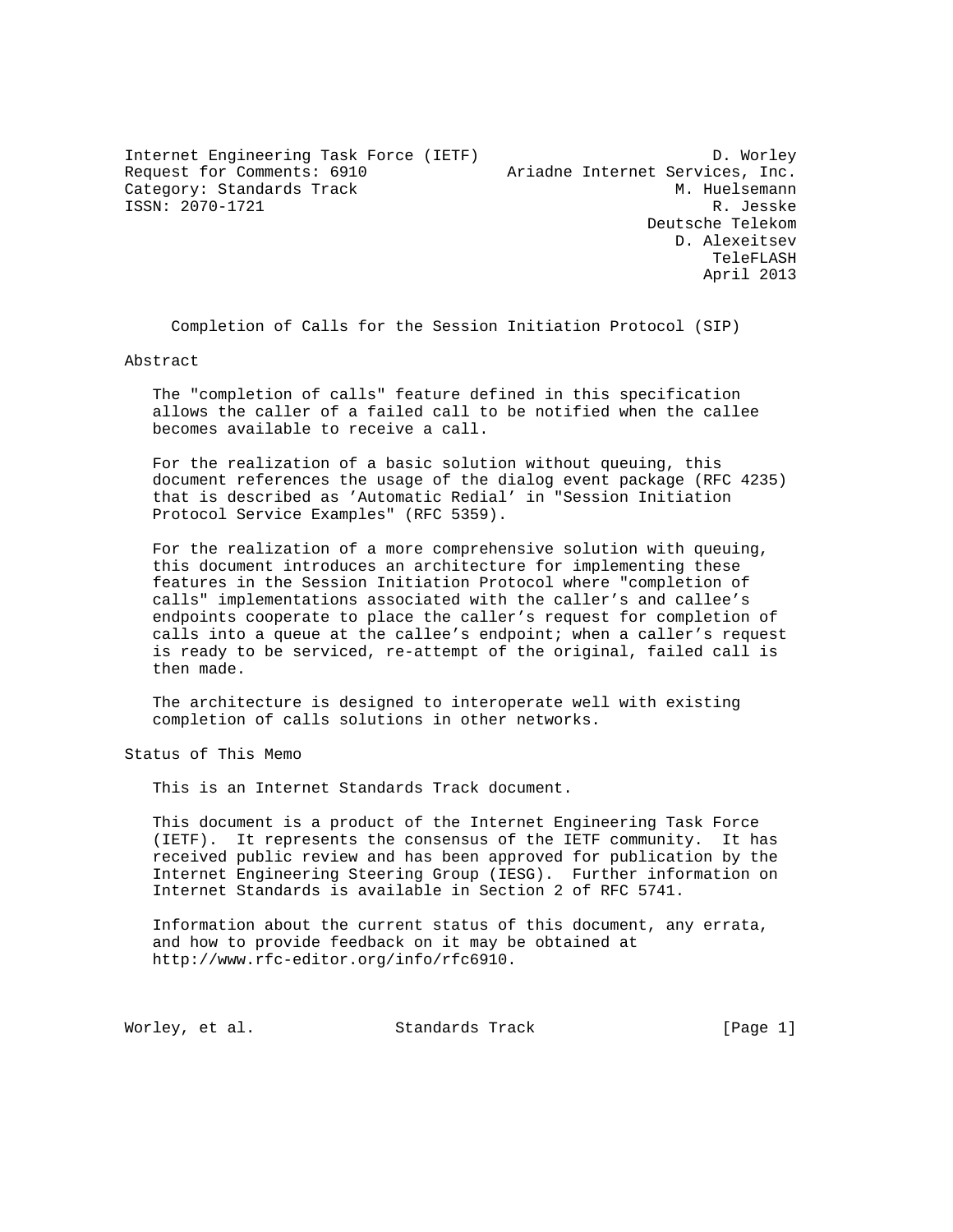Internet Engineering Task Force (IETF) D. Worley
Request for Comments: 6910 Ariadne Internet Services, Inc.
Category: Standards Track M. Huelsemann
ISSN: 2070-1721 R. Jesske
Deutsche Telekom
D. Alexeitsev
TeleFLASH
April 2013

# Completion of Calls for the Session Initiation Protocol (SIP)

## Abstract

The "completion of calls" feature defined in this specification allows the caller of a failed call to be notified when the callee becomes available to receive a call.

For the realization of a basic solution without queuing, this document references the usage of the dialog event package (RFC 4235) that is described as 'Automatic Redial' in "Session Initiation Protocol Service Examples" (RFC 5359).

For the realization of a more comprehensive solution with queuing, this document introduces an architecture for implementing these features in the Session Initiation Protocol where "completion of calls" implementations associated with the caller's and callee's endpoints cooperate to place the caller's request for completion of calls into a queue at the callee's endpoint; when a caller's request is ready to be serviced, re-attempt of the original, failed call is then made.

The architecture is designed to interoperate well with existing completion of calls solutions in other networks.

## Status of This Memo

This is an Internet Standards Track document.

This document is a product of the Internet Engineering Task Force (IETF). It represents the consensus of the IETF community. It has received public review and has been approved for publication by the Internet Engineering Steering Group (IESG). Further information on Internet Standards is available in Section 2 of RFC 5741.

Information about the current status of this document, any errata, and how to provide feedback on it may be obtained at http://www.rfc-editor.org/info/rfc6910.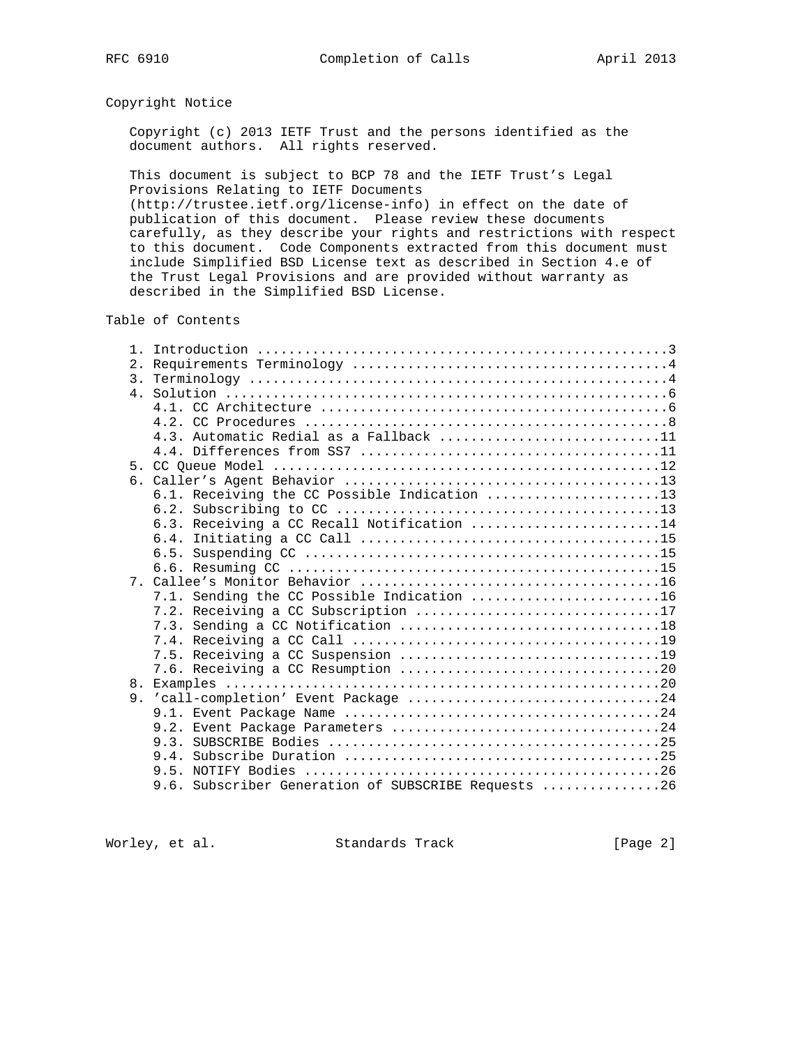## Copyright Notice

Copyright (c) 2013 IETF Trust and the persons identified as the document authors. All rights reserved.

This document is subject to BCP 78 and the IETF Trust's Legal Provisions Relating to IETF Documents (http://trustee.ietf.org/license-info) in effect on the date of publication of this document. Please review these documents carefully, as they describe your rights and restrictions with respect to this document. Code Components extracted from this document must include Simplified BSD License text as described in Section 4.e of the Trust Legal Provisions and are provided without warranty as described in the Simplified BSD License.

## Table of Contents

```
   1. Introduction ....................................................3
   2. Requirements Terminology ........................................4
   3. Terminology .....................................................4
   4. Solution ........................................................6
      4.1. CC Architecture ............................................6
      4.2. CC Procedures ..............................................8
      4.3. Automatic Redial as a Fallback ............................11
      4.4. Differences from SS7 ......................................11
   5. CC Queue Model .................................................12
   6. Caller's Agent Behavior ........................................13
      6.1. Receiving the CC Possible Indication ......................13
      6.2. Subscribing to CC .........................................13
      6.3. Receiving a CC Recall Notification ........................14
      6.4. Initiating a CC Call ......................................15
      6.5. Suspending CC .............................................15
      6.6. Resuming CC ...............................................15
   7. Callee's Monitor Behavior ......................................16
      7.1. Sending the CC Possible Indication ........................16
      7.2. Receiving a CC Subscription ...............................17
      7.3. Sending a CC Notification .................................18
      7.4. Receiving a CC Call .......................................19
      7.5. Receiving a CC Suspension .................................19
      7.6. Receiving a CC Resumption .................................20
   8. Examples .......................................................20
   9. 'call-completion' Event Package ................................24
      9.1. Event Package Name ........................................24
      9.2. Event Package Parameters ..................................24
      9.3. SUBSCRIBE Bodies ..........................................25
      9.4. Subscribe Duration ........................................25
      9.5. NOTIFY Bodies .............................................26
      9.6. Subscriber Generation of SUBSCRIBE Requests ...............26
```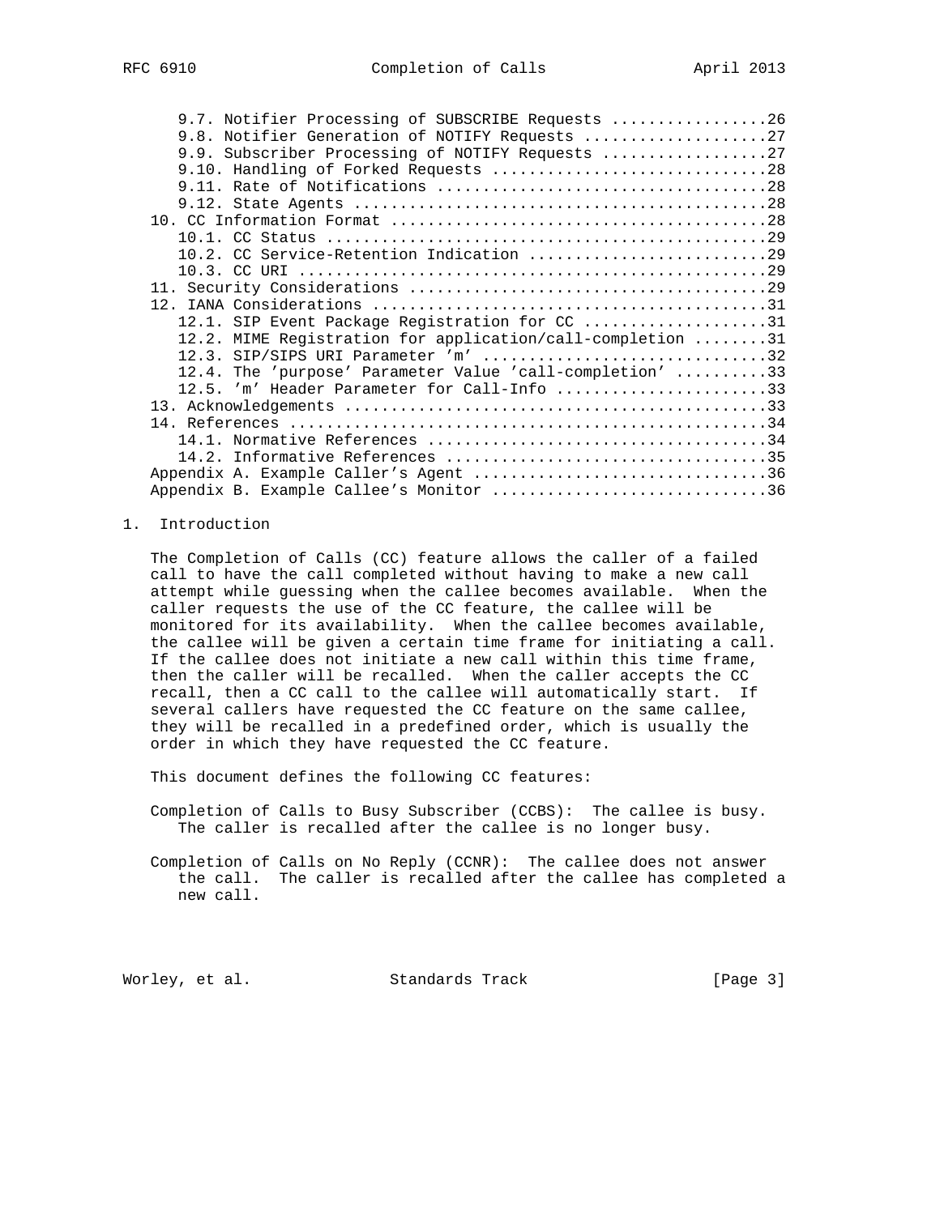9.7. Notifier Processing of SUBSCRIBE Requests .................26
   9.8. Notifier Generation of NOTIFY Requests ....................27
   9.9. Subscriber Processing of NOTIFY Requests ..................27
   9.10. Handling of Forked Requests ..............................28
   9.11. Rate of Notifications ....................................28
   9.12. State Agents .............................................28
10. CC Information Format .........................................28
   10.1. CC Status ................................................29
   10.2. CC Service-Retention Indication ..........................29
   10.3. CC URI ...................................................29
11. Security Considerations .......................................29
12. IANA Considerations ...........................................31
   12.1. SIP Event Package Registration for CC ....................31
   12.2. MIME Registration for application/call-completion ........31
   12.3. SIP/SIPS URI Parameter 'm' ...............................32
   12.4. The 'purpose' Parameter Value 'call-completion' ..........33
   12.5. 'm' Header Parameter for Call-Info .......................33
13. Acknowledgements ..............................................33
14. References ....................................................34
   14.1. Normative References .....................................34
   14.2. Informative References ...................................35
Appendix A. Example Caller's Agent ................................36
Appendix B. Example Callee's Monitor ..............................36

# 1. Introduction

The Completion of Calls (CC) feature allows the caller of a failed call to have the call completed without having to make a new call attempt while guessing when the callee becomes available. When the caller requests the use of the CC feature, the callee will be monitored for its availability. When the callee becomes available, the callee will be given a certain time frame for initiating a call. If the callee does not initiate a new call within this time frame, then the caller will be recalled. When the caller accepts the CC recall, then a CC call to the callee will automatically start. If several callers have requested the CC feature on the same callee, they will be recalled in a predefined order, which is usually the order in which they have requested the CC feature.

This document defines the following CC features:

Completion of Calls to Busy Subscriber (CCBS): The callee is busy. The caller is recalled after the callee is no longer busy.

Completion of Calls on No Reply (CCNR): The callee does not answer the call. The caller is recalled after the callee has completed a new call.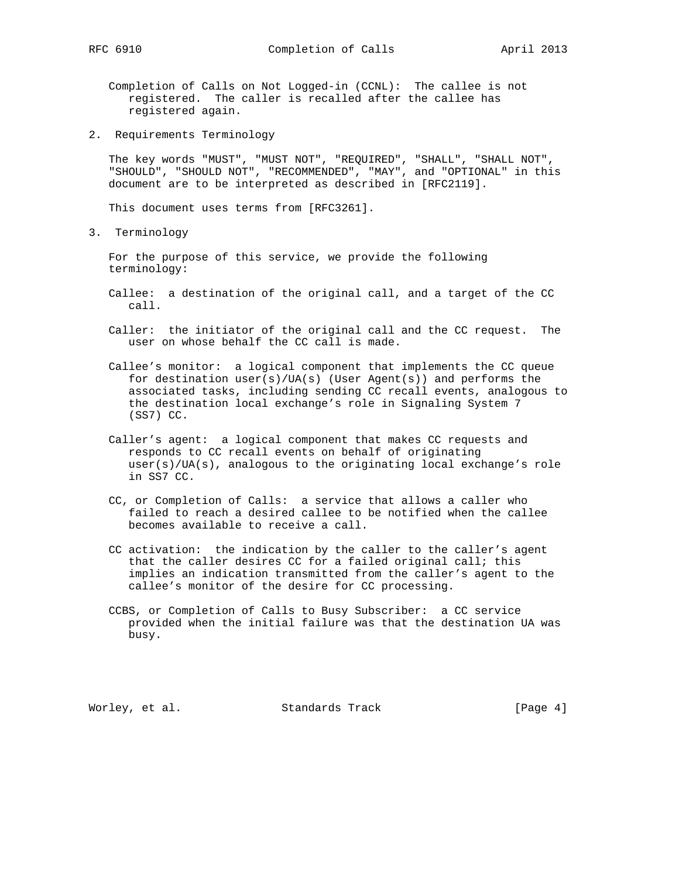Completion of Calls on Not Logged-in (CCNL): The callee is not registered. The caller is recalled after the callee has registered again.

## 2. Requirements Terminology

The key words "MUST", "MUST NOT", "REQUIRED", "SHALL", "SHALL NOT", "SHOULD", "SHOULD NOT", "RECOMMENDED", "MAY", and "OPTIONAL" in this document are to be interpreted as described in [RFC2119].

This document uses terms from [RFC3261].

## 3. Terminology

For the purpose of this service, we provide the following terminology:

Callee: a destination of the original call, and a target of the CC call.

Caller: the initiator of the original call and the CC request. The user on whose behalf the CC call is made.

Callee's monitor: a logical component that implements the CC queue for destination user(s)/UA(s) (User Agent(s)) and performs the associated tasks, including sending CC recall events, analogous to the destination local exchange's role in Signaling System 7 (SS7) CC.

Caller's agent: a logical component that makes CC requests and responds to CC recall events on behalf of originating user(s)/UA(s), analogous to the originating local exchange's role in SS7 CC.

CC, or Completion of Calls: a service that allows a caller who failed to reach a desired callee to be notified when the callee becomes available to receive a call.

CC activation: the indication by the caller to the caller's agent that the caller desires CC for a failed original call; this implies an indication transmitted from the caller's agent to the callee's monitor of the desire for CC processing.

CCBS, or Completion of Calls to Busy Subscriber: a CC service provided when the initial failure was that the destination UA was busy.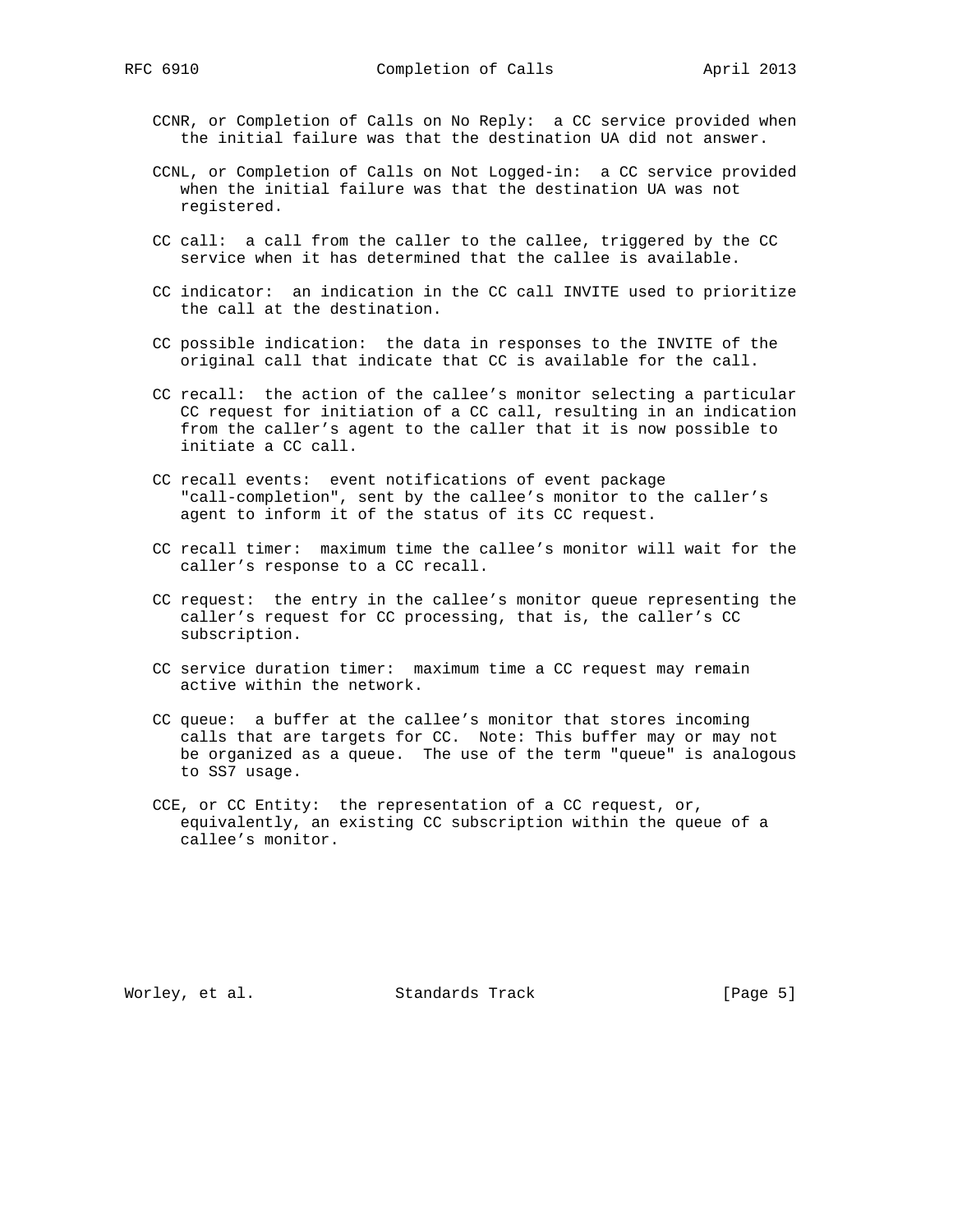CCNR, or Completion of Calls on No Reply: a CC service provided when the initial failure was that the destination UA did not answer.

CCNL, or Completion of Calls on Not Logged-in: a CC service provided when the initial failure was that the destination UA was not registered.

CC call: a call from the caller to the callee, triggered by the CC service when it has determined that the callee is available.

CC indicator: an indication in the CC call INVITE used to prioritize the call at the destination.

CC possible indication: the data in responses to the INVITE of the original call that indicate that CC is available for the call.

CC recall: the action of the callee's monitor selecting a particular CC request for initiation of a CC call, resulting in an indication from the caller's agent to the caller that it is now possible to initiate a CC call.

CC recall events: event notifications of event package "call-completion", sent by the callee's monitor to the caller's agent to inform it of the status of its CC request.

CC recall timer: maximum time the callee's monitor will wait for the caller's response to a CC recall.

CC request: the entry in the callee's monitor queue representing the caller's request for CC processing, that is, the caller's CC subscription.

CC service duration timer: maximum time a CC request may remain active within the network.

CC queue: a buffer at the callee's monitor that stores incoming calls that are targets for CC. Note: This buffer may or may not be organized as a queue. The use of the term "queue" is analogous to SS7 usage.

CCE, or CC Entity: the representation of a CC request, or, equivalently, an existing CC subscription within the queue of a callee's monitor.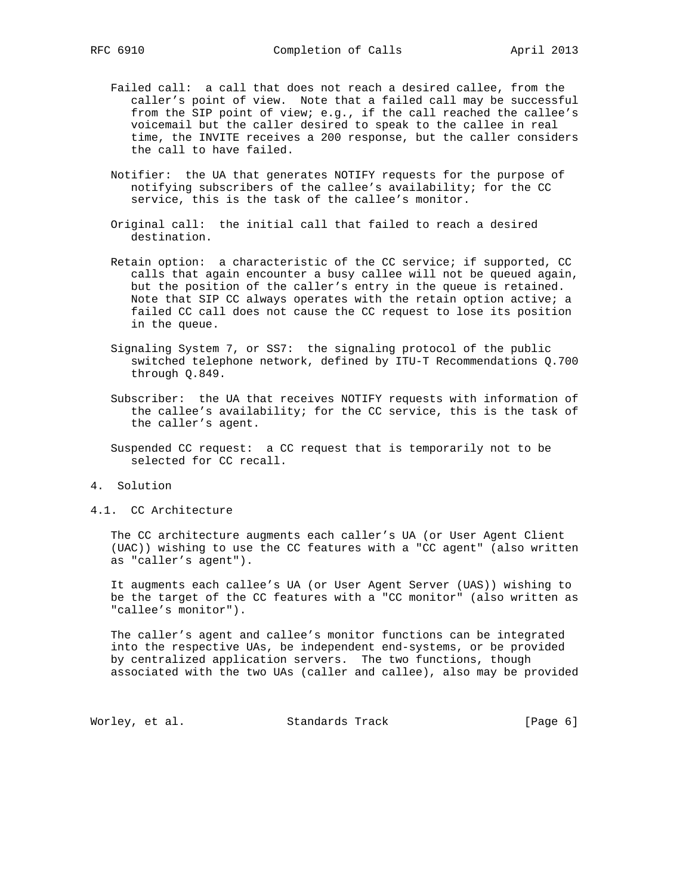Failed call: a call that does not reach a desired callee, from the caller's point of view. Note that a failed call may be successful from the SIP point of view; e.g., if the call reached the callee's voicemail but the caller desired to speak to the callee in real time, the INVITE receives a 200 response, but the caller considers the call to have failed.

Notifier: the UA that generates NOTIFY requests for the purpose of notifying subscribers of the callee's availability; for the CC service, this is the task of the callee's monitor.

Original call: the initial call that failed to reach a desired destination.

Retain option: a characteristic of the CC service; if supported, CC calls that again encounter a busy callee will not be queued again, but the position of the caller's entry in the queue is retained. Note that SIP CC always operates with the retain option active; a failed CC call does not cause the CC request to lose its position in the queue.

Signaling System 7, or SS7: the signaling protocol of the public switched telephone network, defined by ITU-T Recommendations Q.700 through Q.849.

Subscriber: the UA that receives NOTIFY requests with information of the callee's availability; for the CC service, this is the task of the caller's agent.

Suspended CC request: a CC request that is temporarily not to be selected for CC recall.

# 4. Solution

## 4.1. CC Architecture

The CC architecture augments each caller's UA (or User Agent Client (UAC)) wishing to use the CC features with a "CC agent" (also written as "caller's agent").

It augments each callee's UA (or User Agent Server (UAS)) wishing to be the target of the CC features with a "CC monitor" (also written as "callee's monitor").

The caller's agent and callee's monitor functions can be integrated into the respective UAs, be independent end-systems, or be provided by centralized application servers. The two functions, though associated with the two UAs (caller and callee), also may be provided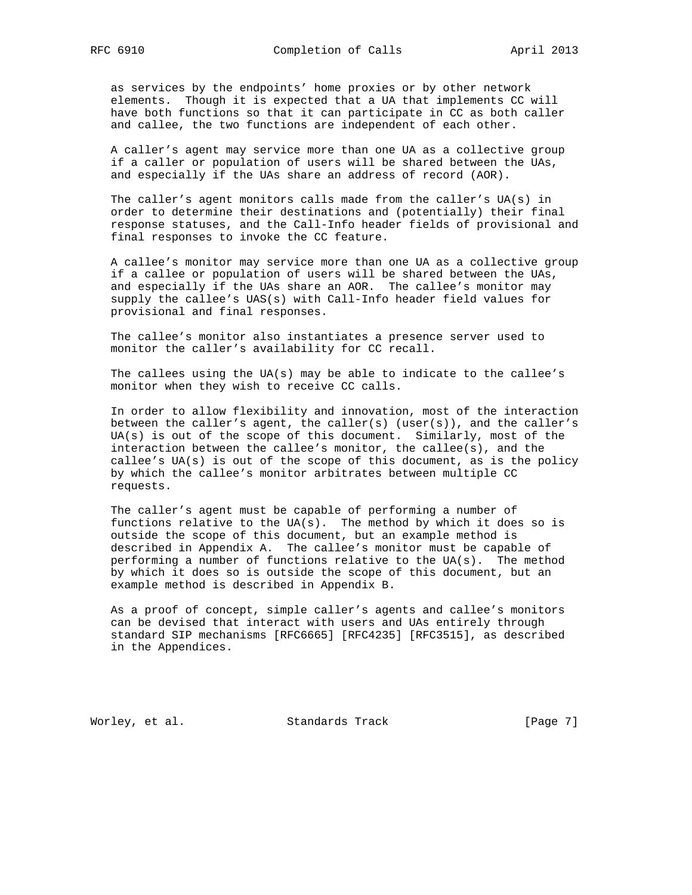as services by the endpoints' home proxies or by other network elements. Though it is expected that a UA that implements CC will have both functions so that it can participate in CC as both caller and callee, the two functions are independent of each other.

A caller's agent may service more than one UA as a collective group if a caller or population of users will be shared between the UAs, and especially if the UAs share an address of record (AOR).

The caller's agent monitors calls made from the caller's UA(s) in order to determine their destinations and (potentially) their final response statuses, and the Call-Info header fields of provisional and final responses to invoke the CC feature.

A callee's monitor may service more than one UA as a collective group if a callee or population of users will be shared between the UAs, and especially if the UAs share an AOR. The callee's monitor may supply the callee's UAS(s) with Call-Info header field values for provisional and final responses.

The callee's monitor also instantiates a presence server used to monitor the caller's availability for CC recall.

The callees using the UA(s) may be able to indicate to the callee's monitor when they wish to receive CC calls.

In order to allow flexibility and innovation, most of the interaction between the caller's agent, the caller(s) (user(s)), and the caller's UA(s) is out of the scope of this document. Similarly, most of the interaction between the callee's monitor, the callee(s), and the callee's UA(s) is out of the scope of this document, as is the policy by which the callee's monitor arbitrates between multiple CC requests.

The caller's agent must be capable of performing a number of functions relative to the UA(s). The method by which it does so is outside the scope of this document, but an example method is described in Appendix A. The callee's monitor must be capable of performing a number of functions relative to the UA(s). The method by which it does so is outside the scope of this document, but an example method is described in Appendix B.

As a proof of concept, simple caller's agents and callee's monitors can be devised that interact with users and UAs entirely through standard SIP mechanisms [RFC6665] [RFC4235] [RFC3515], as described in the Appendices.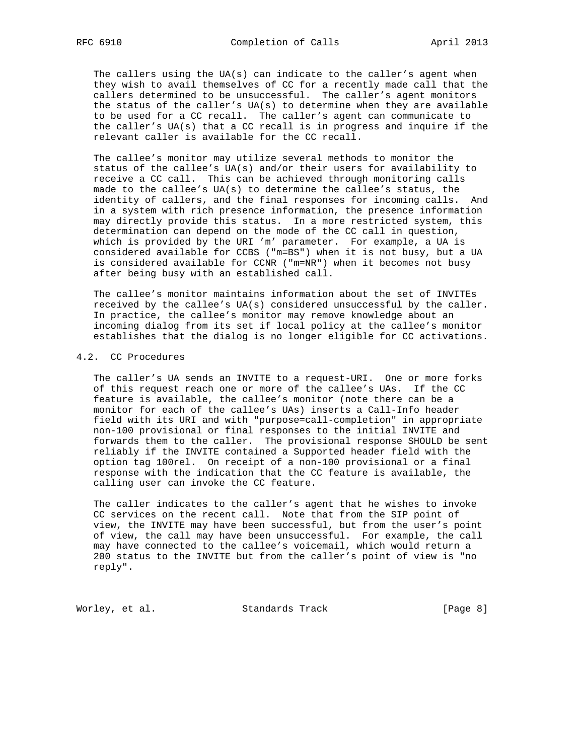The callers using the UA(s) can indicate to the caller's agent when they wish to avail themselves of CC for a recently made call that the callers determined to be unsuccessful. The caller's agent monitors the status of the caller's UA(s) to determine when they are available to be used for a CC recall. The caller's agent can communicate to the caller's UA(s) that a CC recall is in progress and inquire if the relevant caller is available for the CC recall.

The callee's monitor may utilize several methods to monitor the status of the callee's UA(s) and/or their users for availability to receive a CC call. This can be achieved through monitoring calls made to the callee's UA(s) to determine the callee's status, the identity of callers, and the final responses for incoming calls. And in a system with rich presence information, the presence information may directly provide this status. In a more restricted system, this determination can depend on the mode of the CC call in question, which is provided by the URI 'm' parameter. For example, a UA is considered available for CCBS ("m=BS") when it is not busy, but a UA is considered available for CCNR ("m=NR") when it becomes not busy after being busy with an established call.

The callee's monitor maintains information about the set of INVITEs received by the callee's UA(s) considered unsuccessful by the caller. In practice, the callee's monitor may remove knowledge about an incoming dialog from its set if local policy at the callee's monitor establishes that the dialog is no longer eligible for CC activations.

## 4.2. CC Procedures

The caller's UA sends an INVITE to a request-URI. One or more forks of this request reach one or more of the callee's UAs. If the CC feature is available, the callee's monitor (note there can be a monitor for each of the callee's UAs) inserts a Call-Info header field with its URI and with "purpose=call-completion" in appropriate non-100 provisional or final responses to the initial INVITE and forwards them to the caller. The provisional response SHOULD be sent reliably if the INVITE contained a Supported header field with the option tag 100rel. On receipt of a non-100 provisional or a final response with the indication that the CC feature is available, the calling user can invoke the CC feature.

The caller indicates to the caller's agent that he wishes to invoke CC services on the recent call. Note that from the SIP point of view, the INVITE may have been successful, but from the user's point of view, the call may have been unsuccessful. For example, the call may have connected to the callee's voicemail, which would return a 200 status to the INVITE but from the caller's point of view is "no reply".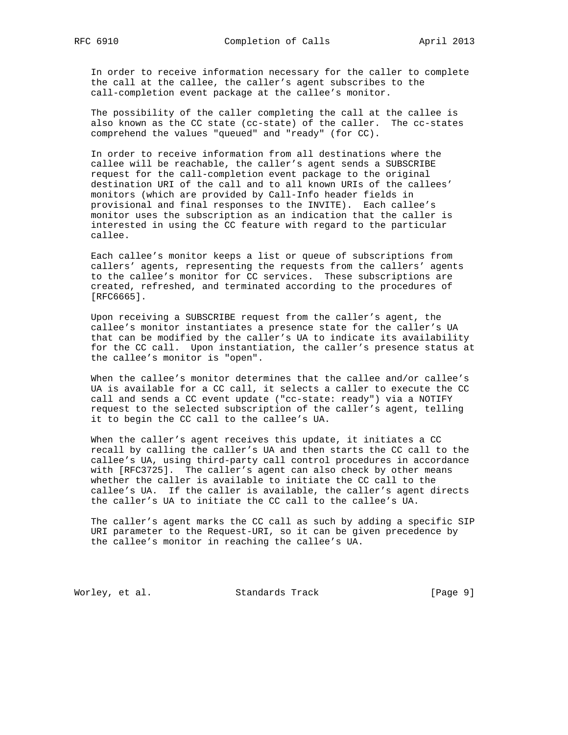In order to receive information necessary for the caller to complete the call at the callee, the caller's agent subscribes to the call-completion event package at the callee's monitor.

The possibility of the caller completing the call at the callee is also known as the CC state (cc-state) of the caller. The cc-states comprehend the values "queued" and "ready" (for CC).

In order to receive information from all destinations where the callee will be reachable, the caller's agent sends a SUBSCRIBE request for the call-completion event package to the original destination URI of the call and to all known URIs of the callees' monitors (which are provided by Call-Info header fields in provisional and final responses to the INVITE). Each callee's monitor uses the subscription as an indication that the caller is interested in using the CC feature with regard to the particular callee.

Each callee's monitor keeps a list or queue of subscriptions from callers' agents, representing the requests from the callers' agents to the callee's monitor for CC services. These subscriptions are created, refreshed, and terminated according to the procedures of [RFC6665].

Upon receiving a SUBSCRIBE request from the caller's agent, the callee's monitor instantiates a presence state for the caller's UA that can be modified by the caller's UA to indicate its availability for the CC call. Upon instantiation, the caller's presence status at the callee's monitor is "open".

When the callee's monitor determines that the callee and/or callee's UA is available for a CC call, it selects a caller to execute the CC call and sends a CC event update ("cc-state: ready") via a NOTIFY request to the selected subscription of the caller's agent, telling it to begin the CC call to the callee's UA.

When the caller's agent receives this update, it initiates a CC recall by calling the caller's UA and then starts the CC call to the callee's UA, using third-party call control procedures in accordance with [RFC3725]. The caller's agent can also check by other means whether the caller is available to initiate the CC call to the callee's UA. If the caller is available, the caller's agent directs the caller's UA to initiate the CC call to the callee's UA.

The caller's agent marks the CC call as such by adding a specific SIP URI parameter to the Request-URI, so it can be given precedence by the callee's monitor in reaching the callee's UA.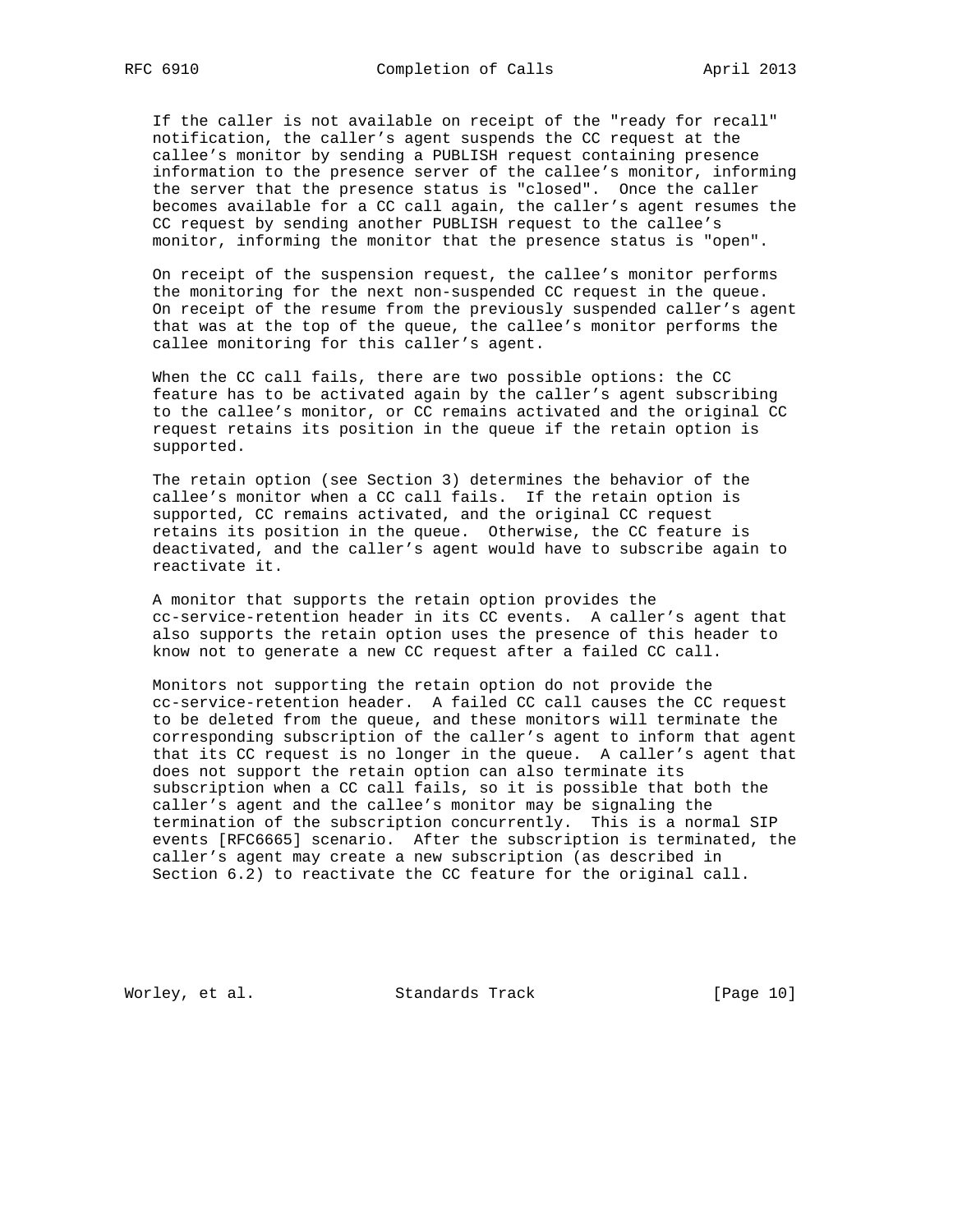If the caller is not available on receipt of the "ready for recall" notification, the caller's agent suspends the CC request at the callee's monitor by sending a PUBLISH request containing presence information to the presence server of the callee's monitor, informing the server that the presence status is "closed". Once the caller becomes available for a CC call again, the caller's agent resumes the CC request by sending another PUBLISH request to the callee's monitor, informing the monitor that the presence status is "open".

On receipt of the suspension request, the callee's monitor performs the monitoring for the next non-suspended CC request in the queue. On receipt of the resume from the previously suspended caller's agent that was at the top of the queue, the callee's monitor performs the callee monitoring for this caller's agent.

When the CC call fails, there are two possible options: the CC feature has to be activated again by the caller's agent subscribing to the callee's monitor, or CC remains activated and the original CC request retains its position in the queue if the retain option is supported.

The retain option (see Section 3) determines the behavior of the callee's monitor when a CC call fails. If the retain option is supported, CC remains activated, and the original CC request retains its position in the queue. Otherwise, the CC feature is deactivated, and the caller's agent would have to subscribe again to reactivate it.

A monitor that supports the retain option provides the cc-service-retention header in its CC events. A caller's agent that also supports the retain option uses the presence of this header to know not to generate a new CC request after a failed CC call.

Monitors not supporting the retain option do not provide the cc-service-retention header. A failed CC call causes the CC request to be deleted from the queue, and these monitors will terminate the corresponding subscription of the caller's agent to inform that agent that its CC request is no longer in the queue. A caller's agent that does not support the retain option can also terminate its subscription when a CC call fails, so it is possible that both the caller's agent and the callee's monitor may be signaling the termination of the subscription concurrently. This is a normal SIP events [RFC6665] scenario. After the subscription is terminated, the caller's agent may create a new subscription (as described in Section 6.2) to reactivate the CC feature for the original call.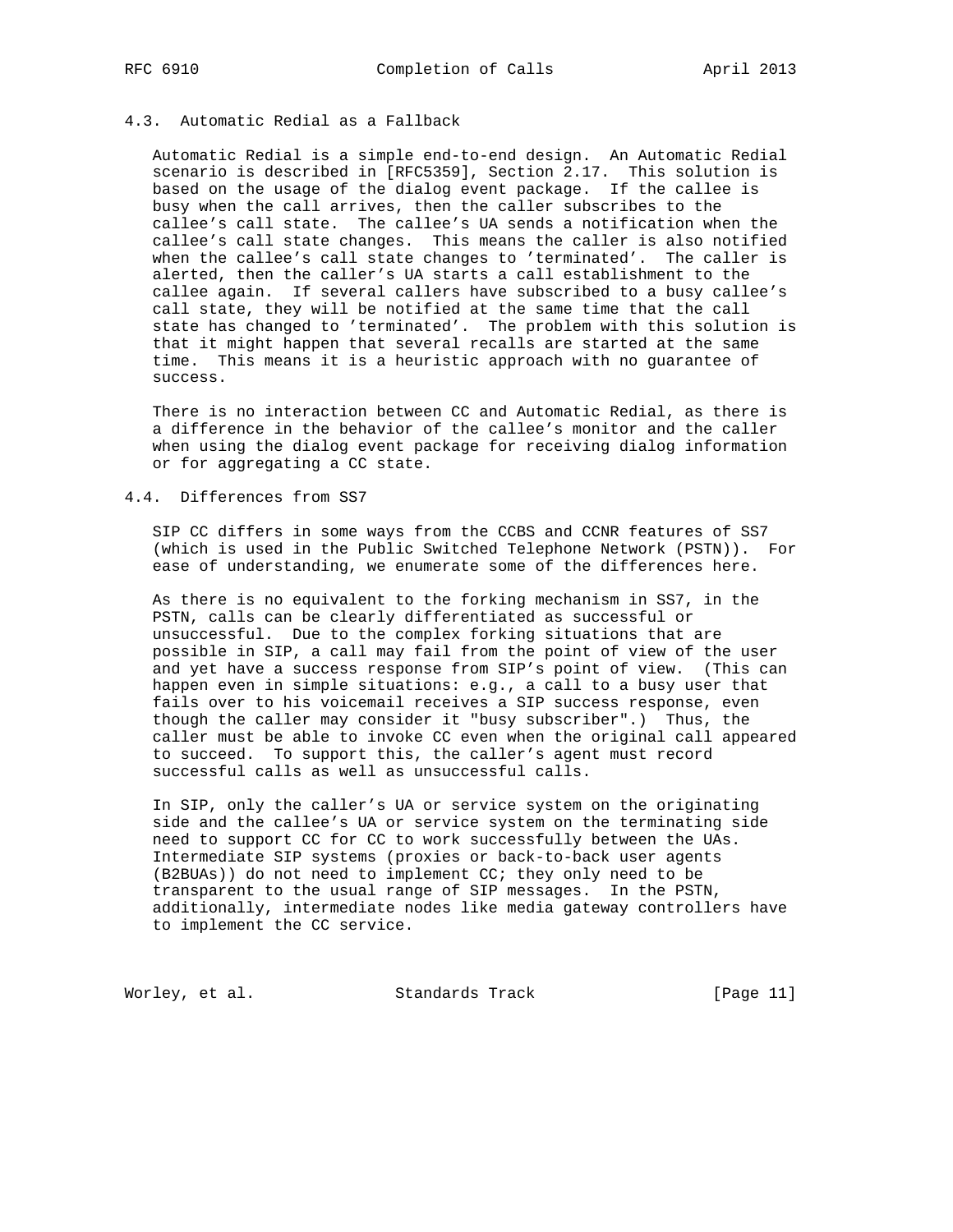### 4.3. Automatic Redial as a Fallback

Automatic Redial is a simple end-to-end design. An Automatic Redial scenario is described in [RFC5359], Section 2.17. This solution is based on the usage of the dialog event package. If the callee is busy when the call arrives, then the caller subscribes to the callee's call state. The callee's UA sends a notification when the callee's call state changes. This means the caller is also notified when the callee's call state changes to 'terminated'. The caller is alerted, then the caller's UA starts a call establishment to the callee again. If several callers have subscribed to a busy callee's call state, they will be notified at the same time that the call state has changed to 'terminated'. The problem with this solution is that it might happen that several recalls are started at the same time. This means it is a heuristic approach with no guarantee of success.

There is no interaction between CC and Automatic Redial, as there is a difference in the behavior of the callee's monitor and the caller when using the dialog event package for receiving dialog information or for aggregating a CC state.

### 4.4. Differences from SS7

SIP CC differs in some ways from the CCBS and CCNR features of SS7 (which is used in the Public Switched Telephone Network (PSTN)). For ease of understanding, we enumerate some of the differences here.

As there is no equivalent to the forking mechanism in SS7, in the PSTN, calls can be clearly differentiated as successful or unsuccessful. Due to the complex forking situations that are possible in SIP, a call may fail from the point of view of the user and yet have a success response from SIP's point of view. (This can happen even in simple situations: e.g., a call to a busy user that fails over to his voicemail receives a SIP success response, even though the caller may consider it "busy subscriber".) Thus, the caller must be able to invoke CC even when the original call appeared to succeed. To support this, the caller's agent must record successful calls as well as unsuccessful calls.

In SIP, only the caller's UA or service system on the originating side and the callee's UA or service system on the terminating side need to support CC for CC to work successfully between the UAs. Intermediate SIP systems (proxies or back-to-back user agents (B2BUAs)) do not need to implement CC; they only need to be transparent to the usual range of SIP messages. In the PSTN, additionally, intermediate nodes like media gateway controllers have to implement the CC service.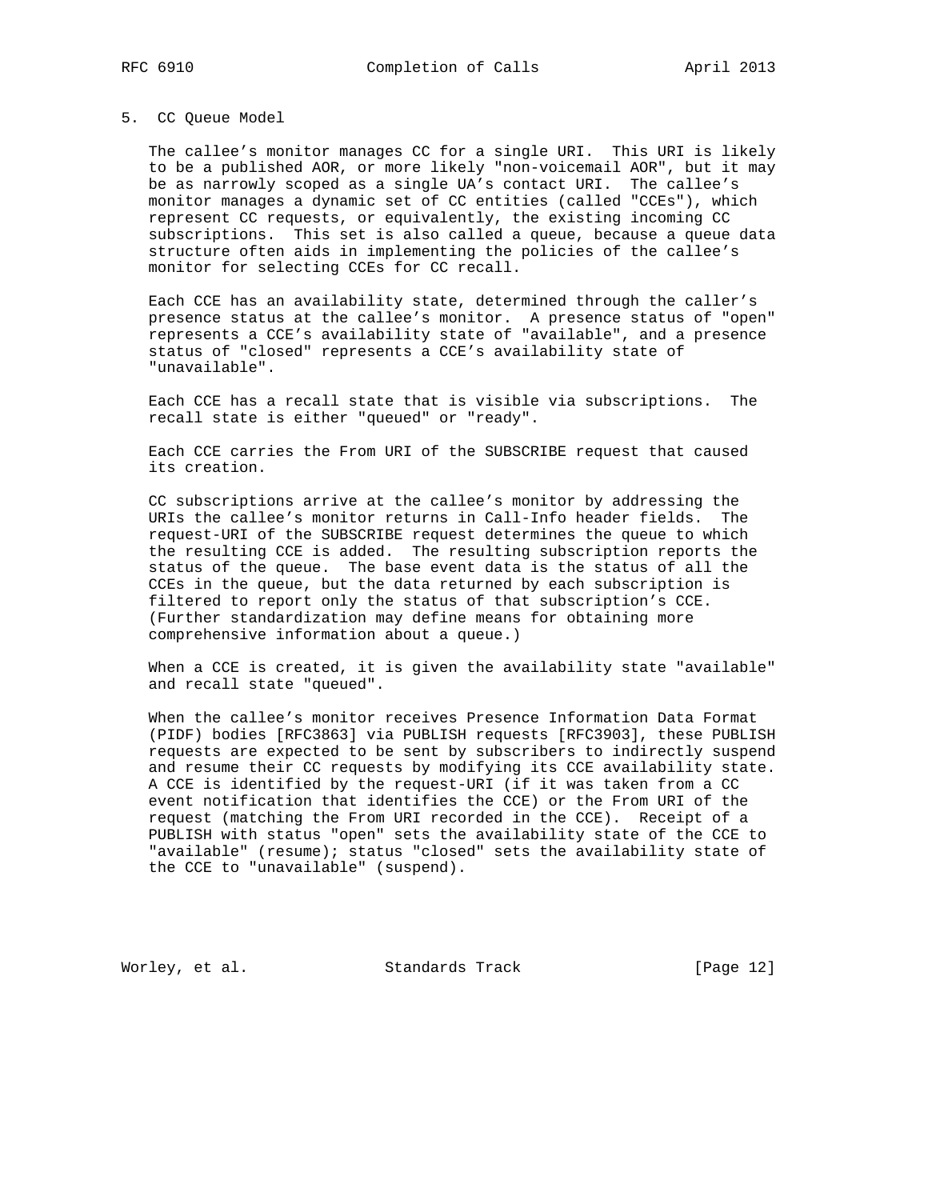## 5. CC Queue Model

The callee's monitor manages CC for a single URI. This URI is likely to be a published AOR, or more likely "non-voicemail AOR", but it may be as narrowly scoped as a single UA's contact URI. The callee's monitor manages a dynamic set of CC entities (called "CCEs"), which represent CC requests, or equivalently, the existing incoming CC subscriptions. This set is also called a queue, because a queue data structure often aids in implementing the policies of the callee's monitor for selecting CCEs for CC recall.

Each CCE has an availability state, determined through the caller's presence status at the callee's monitor. A presence status of "open" represents a CCE's availability state of "available", and a presence status of "closed" represents a CCE's availability state of "unavailable".

Each CCE has a recall state that is visible via subscriptions. The recall state is either "queued" or "ready".

Each CCE carries the From URI of the SUBSCRIBE request that caused its creation.

CC subscriptions arrive at the callee's monitor by addressing the URIs the callee's monitor returns in Call-Info header fields. The request-URI of the SUBSCRIBE request determines the queue to which the resulting CCE is added. The resulting subscription reports the status of the queue. The base event data is the status of all the CCEs in the queue, but the data returned by each subscription is filtered to report only the status of that subscription's CCE. (Further standardization may define means for obtaining more comprehensive information about a queue.)

When a CCE is created, it is given the availability state "available" and recall state "queued".

When the callee's monitor receives Presence Information Data Format (PIDF) bodies [RFC3863] via PUBLISH requests [RFC3903], these PUBLISH requests are expected to be sent by subscribers to indirectly suspend and resume their CC requests by modifying its CCE availability state. A CCE is identified by the request-URI (if it was taken from a CC event notification that identifies the CCE) or the From URI of the request (matching the From URI recorded in the CCE). Receipt of a PUBLISH with status "open" sets the availability state of the CCE to "available" (resume); status "closed" sets the availability state of the CCE to "unavailable" (suspend).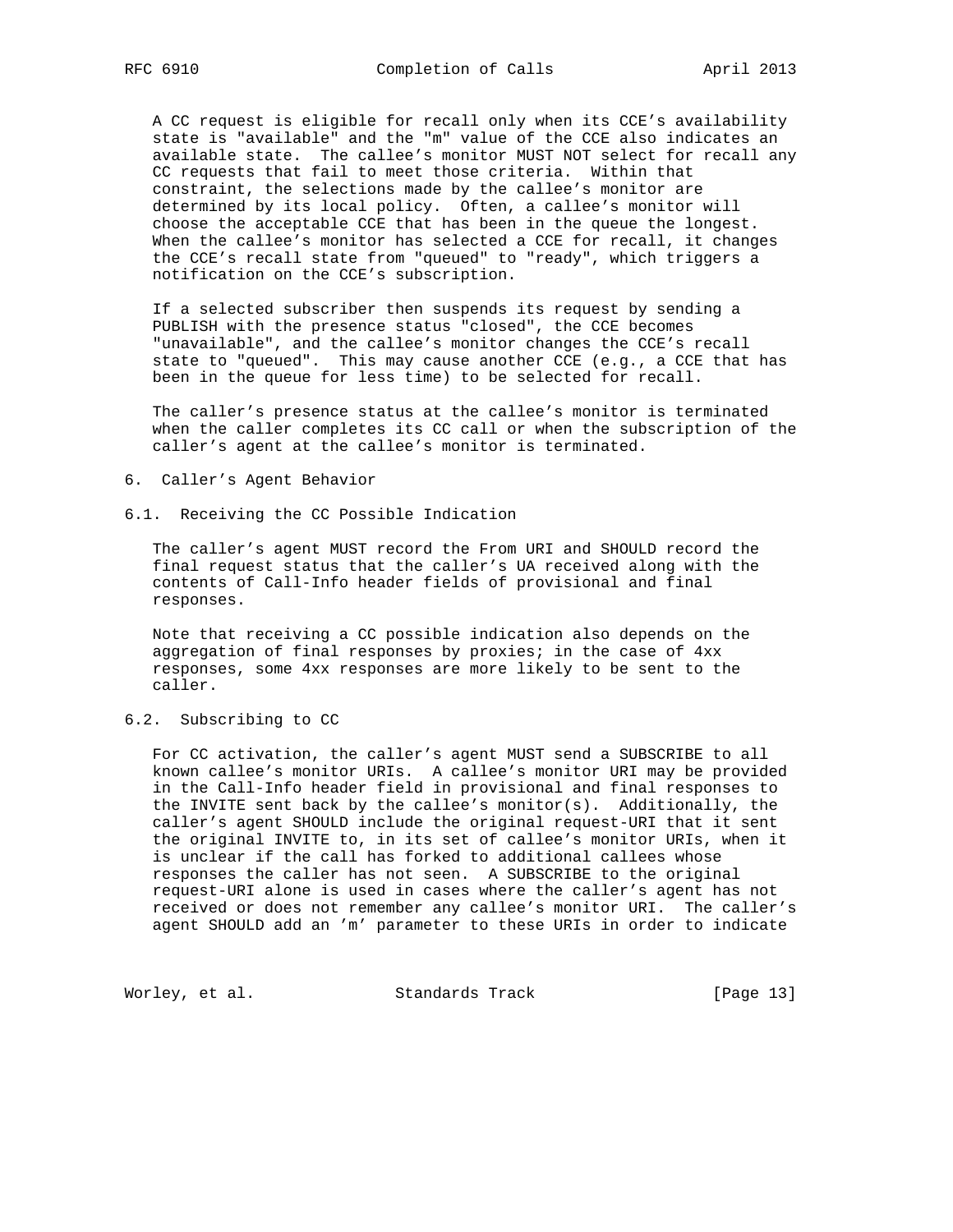A CC request is eligible for recall only when its CCE's availability state is "available" and the "m" value of the CCE also indicates an available state. The callee's monitor MUST NOT select for recall any CC requests that fail to meet those criteria. Within that constraint, the selections made by the callee's monitor are determined by its local policy. Often, a callee's monitor will choose the acceptable CCE that has been in the queue the longest. When the callee's monitor has selected a CCE for recall, it changes the CCE's recall state from "queued" to "ready", which triggers a notification on the CCE's subscription.

If a selected subscriber then suspends its request by sending a PUBLISH with the presence status "closed", the CCE becomes "unavailable", and the callee's monitor changes the CCE's recall state to "queued". This may cause another CCE (e.g., a CCE that has been in the queue for less time) to be selected for recall.

The caller's presence status at the callee's monitor is terminated when the caller completes its CC call or when the subscription of the caller's agent at the callee's monitor is terminated.

# 6. Caller's Agent Behavior

## 6.1. Receiving the CC Possible Indication

The caller's agent MUST record the From URI and SHOULD record the final request status that the caller's UA received along with the contents of Call-Info header fields of provisional and final responses.

Note that receiving a CC possible indication also depends on the aggregation of final responses by proxies; in the case of 4xx responses, some 4xx responses are more likely to be sent to the caller.

## 6.2. Subscribing to CC

For CC activation, the caller's agent MUST send a SUBSCRIBE to all known callee's monitor URIs. A callee's monitor URI may be provided in the Call-Info header field in provisional and final responses to the INVITE sent back by the callee's monitor(s). Additionally, the caller's agent SHOULD include the original request-URI that it sent the original INVITE to, in its set of callee's monitor URIs, when it is unclear if the call has forked to additional callees whose responses the caller has not seen. A SUBSCRIBE to the original request-URI alone is used in cases where the caller's agent has not received or does not remember any callee's monitor URI. The caller's agent SHOULD add an 'm' parameter to these URIs in order to indicate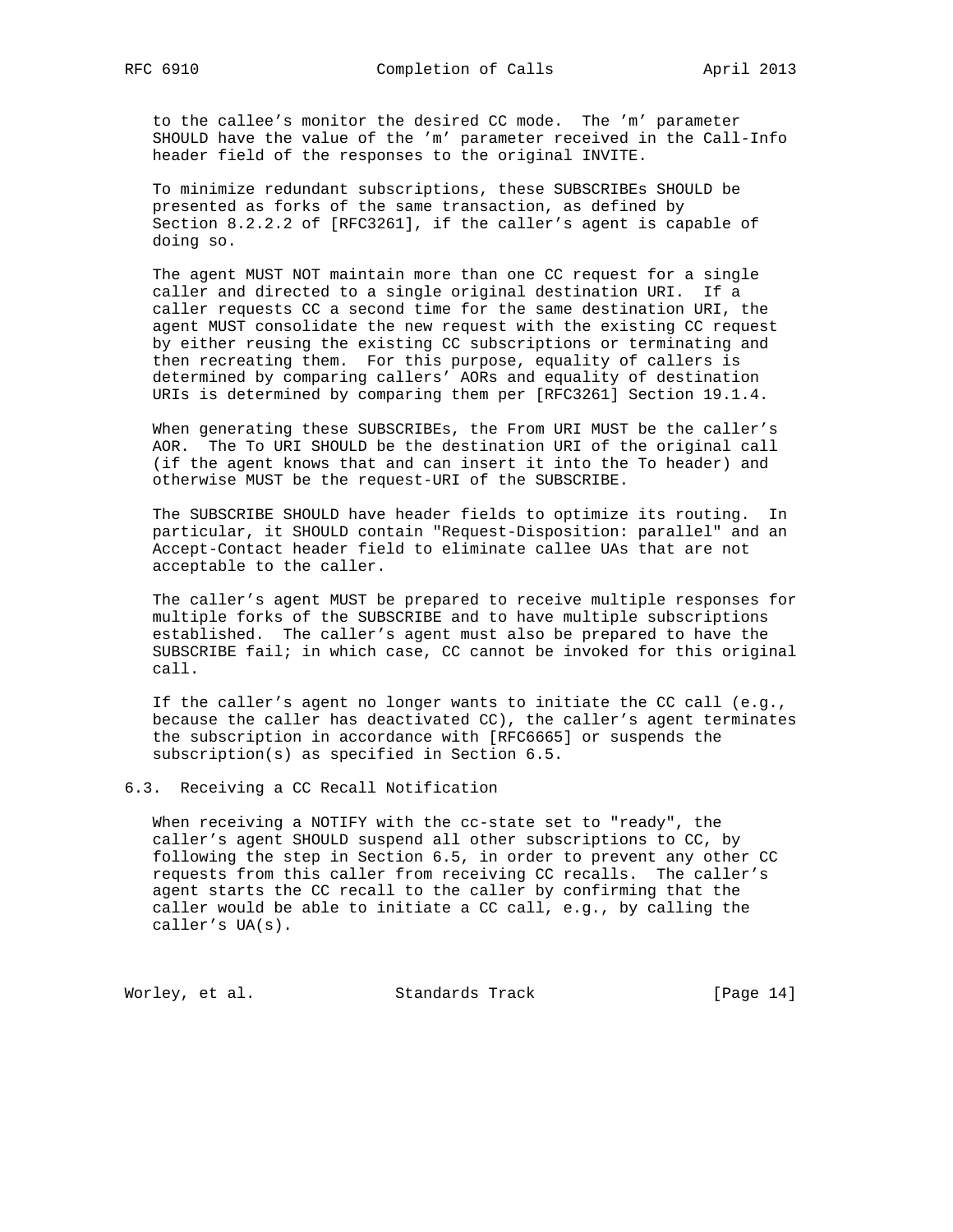to the callee's monitor the desired CC mode. The 'm' parameter SHOULD have the value of the 'm' parameter received in the Call-Info header field of the responses to the original INVITE.

To minimize redundant subscriptions, these SUBSCRIBEs SHOULD be presented as forks of the same transaction, as defined by Section 8.2.2.2 of [RFC3261], if the caller's agent is capable of doing so.

The agent MUST NOT maintain more than one CC request for a single caller and directed to a single original destination URI. If a caller requests CC a second time for the same destination URI, the agent MUST consolidate the new request with the existing CC request by either reusing the existing CC subscriptions or terminating and then recreating them. For this purpose, equality of callers is determined by comparing callers' AORs and equality of destination URIs is determined by comparing them per [RFC3261] Section 19.1.4.

When generating these SUBSCRIBEs, the From URI MUST be the caller's AOR. The To URI SHOULD be the destination URI of the original call (if the agent knows that and can insert it into the To header) and otherwise MUST be the request-URI of the SUBSCRIBE.

The SUBSCRIBE SHOULD have header fields to optimize its routing. In particular, it SHOULD contain "Request-Disposition: parallel" and an Accept-Contact header field to eliminate callee UAs that are not acceptable to the caller.

The caller's agent MUST be prepared to receive multiple responses for multiple forks of the SUBSCRIBE and to have multiple subscriptions established. The caller's agent must also be prepared to have the SUBSCRIBE fail; in which case, CC cannot be invoked for this original call.

If the caller's agent no longer wants to initiate the CC call (e.g., because the caller has deactivated CC), the caller's agent terminates the subscription in accordance with [RFC6665] or suspends the subscription(s) as specified in Section 6.5.

## 6.3. Receiving a CC Recall Notification

When receiving a NOTIFY with the cc-state set to "ready", the caller's agent SHOULD suspend all other subscriptions to CC, by following the step in Section 6.5, in order to prevent any other CC requests from this caller from receiving CC recalls. The caller's agent starts the CC recall to the caller by confirming that the caller would be able to initiate a CC call, e.g., by calling the caller's UA(s).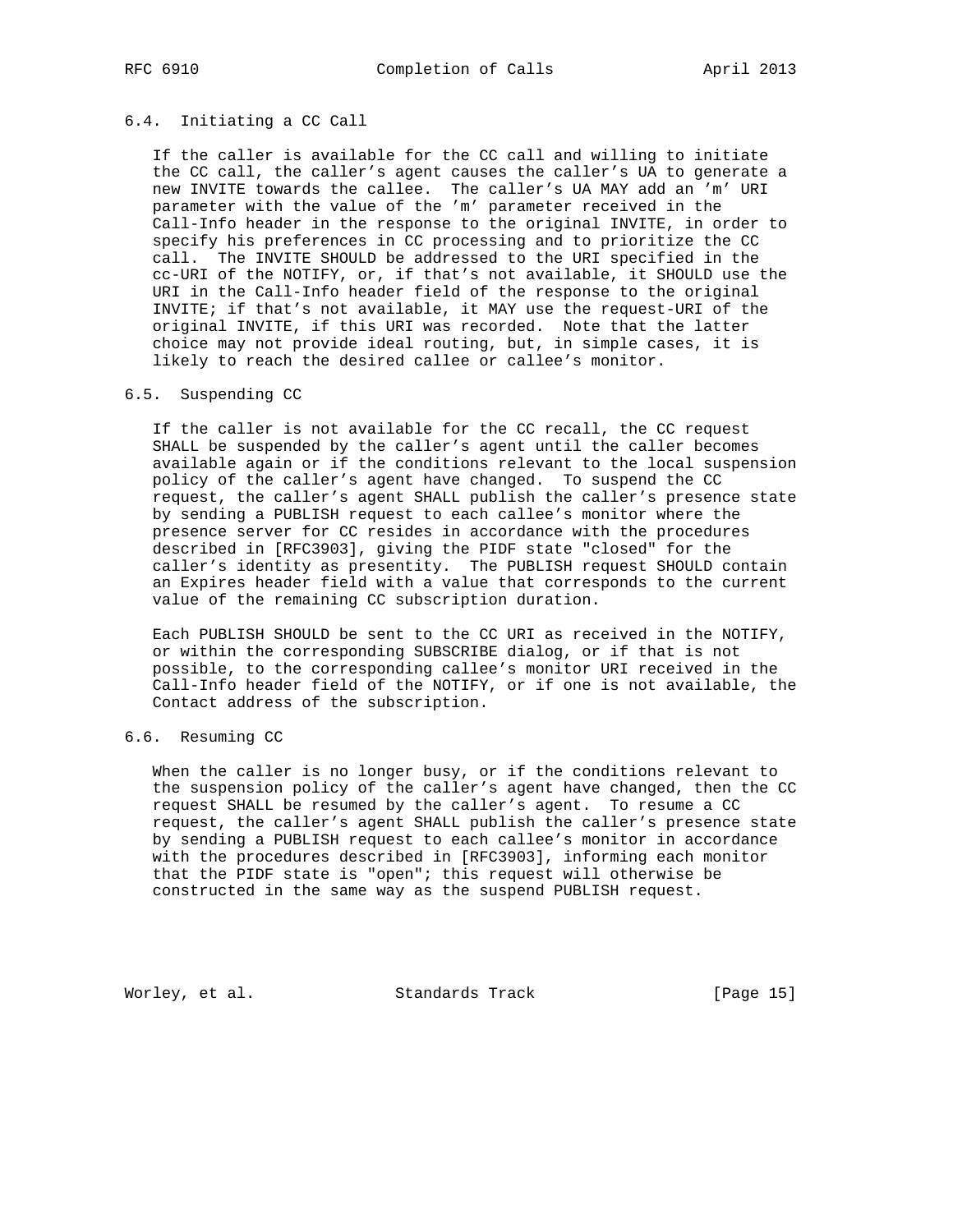### 6.4. Initiating a CC Call

If the caller is available for the CC call and willing to initiate the CC call, the caller's agent causes the caller's UA to generate a new INVITE towards the callee. The caller's UA MAY add an 'm' URI parameter with the value of the 'm' parameter received in the Call-Info header in the response to the original INVITE, in order to specify his preferences in CC processing and to prioritize the CC call. The INVITE SHOULD be addressed to the URI specified in the cc-URI of the NOTIFY, or, if that's not available, it SHOULD use the URI in the Call-Info header field of the response to the original INVITE; if that's not available, it MAY use the request-URI of the original INVITE, if this URI was recorded. Note that the latter choice may not provide ideal routing, but, in simple cases, it is likely to reach the desired callee or callee's monitor.

### 6.5. Suspending CC

If the caller is not available for the CC recall, the CC request SHALL be suspended by the caller's agent until the caller becomes available again or if the conditions relevant to the local suspension policy of the caller's agent have changed. To suspend the CC request, the caller's agent SHALL publish the caller's presence state by sending a PUBLISH request to each callee's monitor where the presence server for CC resides in accordance with the procedures described in [RFC3903], giving the PIDF state "closed" for the caller's identity as presentity. The PUBLISH request SHOULD contain an Expires header field with a value that corresponds to the current value of the remaining CC subscription duration.

Each PUBLISH SHOULD be sent to the CC URI as received in the NOTIFY, or within the corresponding SUBSCRIBE dialog, or if that is not possible, to the corresponding callee's monitor URI received in the Call-Info header field of the NOTIFY, or if one is not available, the Contact address of the subscription.

### 6.6. Resuming CC

When the caller is no longer busy, or if the conditions relevant to the suspension policy of the caller's agent have changed, then the CC request SHALL be resumed by the caller's agent. To resume a CC request, the caller's agent SHALL publish the caller's presence state by sending a PUBLISH request to each callee's monitor in accordance with the procedures described in [RFC3903], informing each monitor that the PIDF state is "open"; this request will otherwise be constructed in the same way as the suspend PUBLISH request.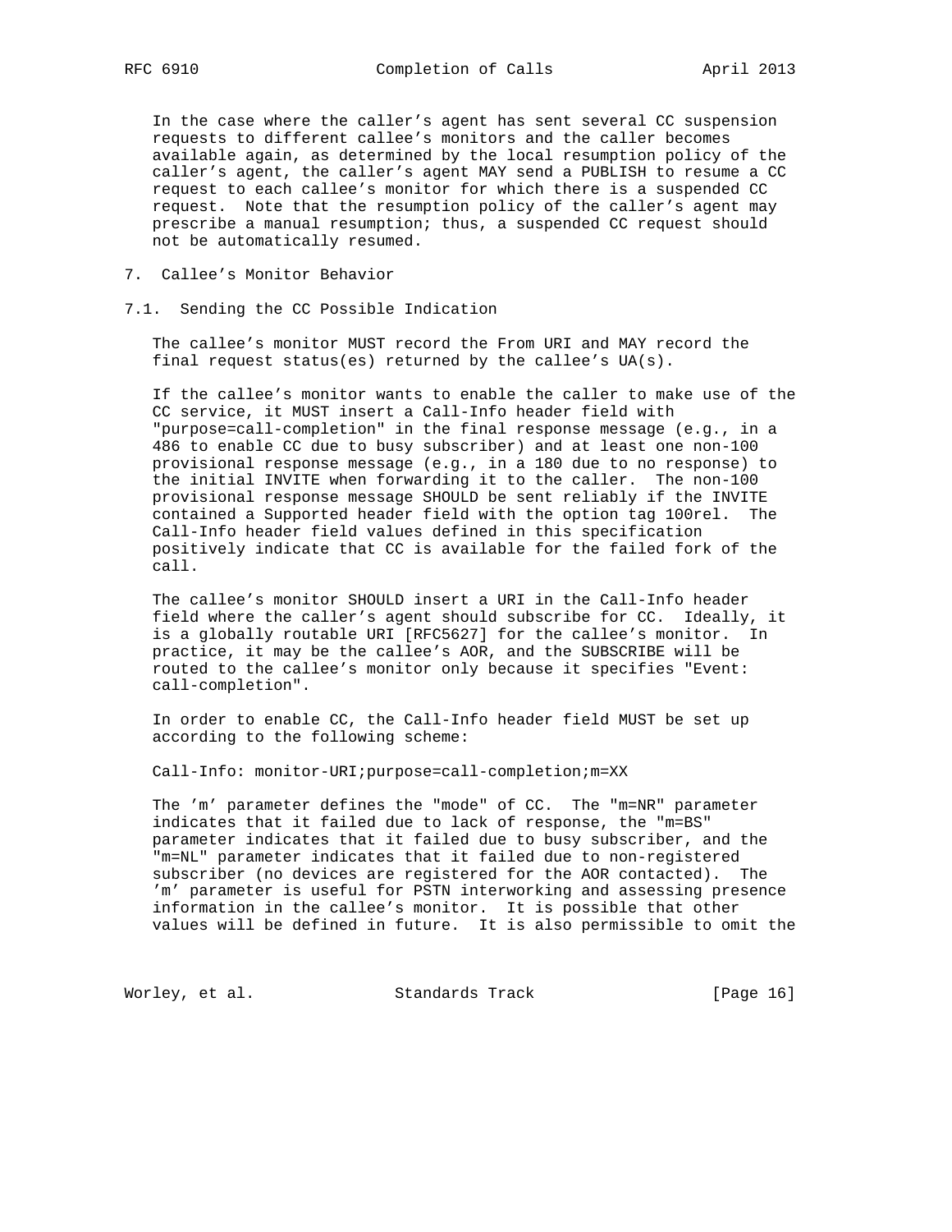In the case where the caller's agent has sent several CC suspension requests to different callee's monitors and the caller becomes available again, as determined by the local resumption policy of the caller's agent, the caller's agent MAY send a PUBLISH to resume a CC request to each callee's monitor for which there is a suspended CC request. Note that the resumption policy of the caller's agent may prescribe a manual resumption; thus, a suspended CC request should not be automatically resumed.

## 7. Callee's Monitor Behavior

### 7.1. Sending the CC Possible Indication

The callee's monitor MUST record the From URI and MAY record the final request status(es) returned by the callee's UA(s).

If the callee's monitor wants to enable the caller to make use of the CC service, it MUST insert a Call-Info header field with "purpose=call-completion" in the final response message (e.g., in a 486 to enable CC due to busy subscriber) and at least one non-100 provisional response message (e.g., in a 180 due to no response) to the initial INVITE when forwarding it to the caller. The non-100 provisional response message SHOULD be sent reliably if the INVITE contained a Supported header field with the option tag 100rel. The Call-Info header field values defined in this specification positively indicate that CC is available for the failed fork of the call.

The callee's monitor SHOULD insert a URI in the Call-Info header field where the caller's agent should subscribe for CC. Ideally, it is a globally routable URI [RFC5627] for the callee's monitor. In practice, it may be the callee's AOR, and the SUBSCRIBE will be routed to the callee's monitor only because it specifies "Event: call-completion".

In order to enable CC, the Call-Info header field MUST be set up according to the following scheme:

```
Call-Info: monitor-URI;purpose=call-completion;m=XX
```

The 'm' parameter defines the "mode" of CC. The "m=NR" parameter indicates that it failed due to lack of response, the "m=BS" parameter indicates that it failed due to busy subscriber, and the "m=NL" parameter indicates that it failed due to non-registered subscriber (no devices are registered for the AOR contacted). The 'm' parameter is useful for PSTN interworking and assessing presence information in the callee's monitor. It is possible that other values will be defined in future. It is also permissible to omit the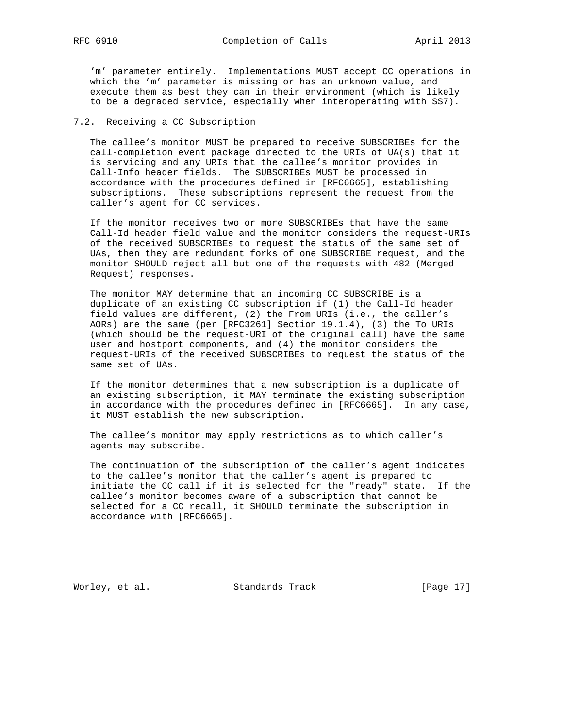'm' parameter entirely. Implementations MUST accept CC operations in which the 'm' parameter is missing or has an unknown value, and execute them as best they can in their environment (which is likely to be a degraded service, especially when interoperating with SS7).

## 7.2. Receiving a CC Subscription

The callee's monitor MUST be prepared to receive SUBSCRIBEs for the call-completion event package directed to the URIs of UA(s) that it is servicing and any URIs that the callee's monitor provides in Call-Info header fields. The SUBSCRIBEs MUST be processed in accordance with the procedures defined in [RFC6665], establishing subscriptions. These subscriptions represent the request from the caller's agent for CC services.

If the monitor receives two or more SUBSCRIBEs that have the same Call-Id header field value and the monitor considers the request-URIs of the received SUBSCRIBEs to request the status of the same set of UAs, then they are redundant forks of one SUBSCRIBE request, and the monitor SHOULD reject all but one of the requests with 482 (Merged Request) responses.

The monitor MAY determine that an incoming CC SUBSCRIBE is a duplicate of an existing CC subscription if (1) the Call-Id header field values are different, (2) the From URIs (i.e., the caller's AORs) are the same (per [RFC3261] Section 19.1.4), (3) the To URIs (which should be the request-URI of the original call) have the same user and hostport components, and (4) the monitor considers the request-URIs of the received SUBSCRIBEs to request the status of the same set of UAs.

If the monitor determines that a new subscription is a duplicate of an existing subscription, it MAY terminate the existing subscription in accordance with the procedures defined in [RFC6665]. In any case, it MUST establish the new subscription.

The callee's monitor may apply restrictions as to which caller's agents may subscribe.

The continuation of the subscription of the caller's agent indicates to the callee's monitor that the caller's agent is prepared to initiate the CC call if it is selected for the "ready" state. If the callee's monitor becomes aware of a subscription that cannot be selected for a CC recall, it SHOULD terminate the subscription in accordance with [RFC6665].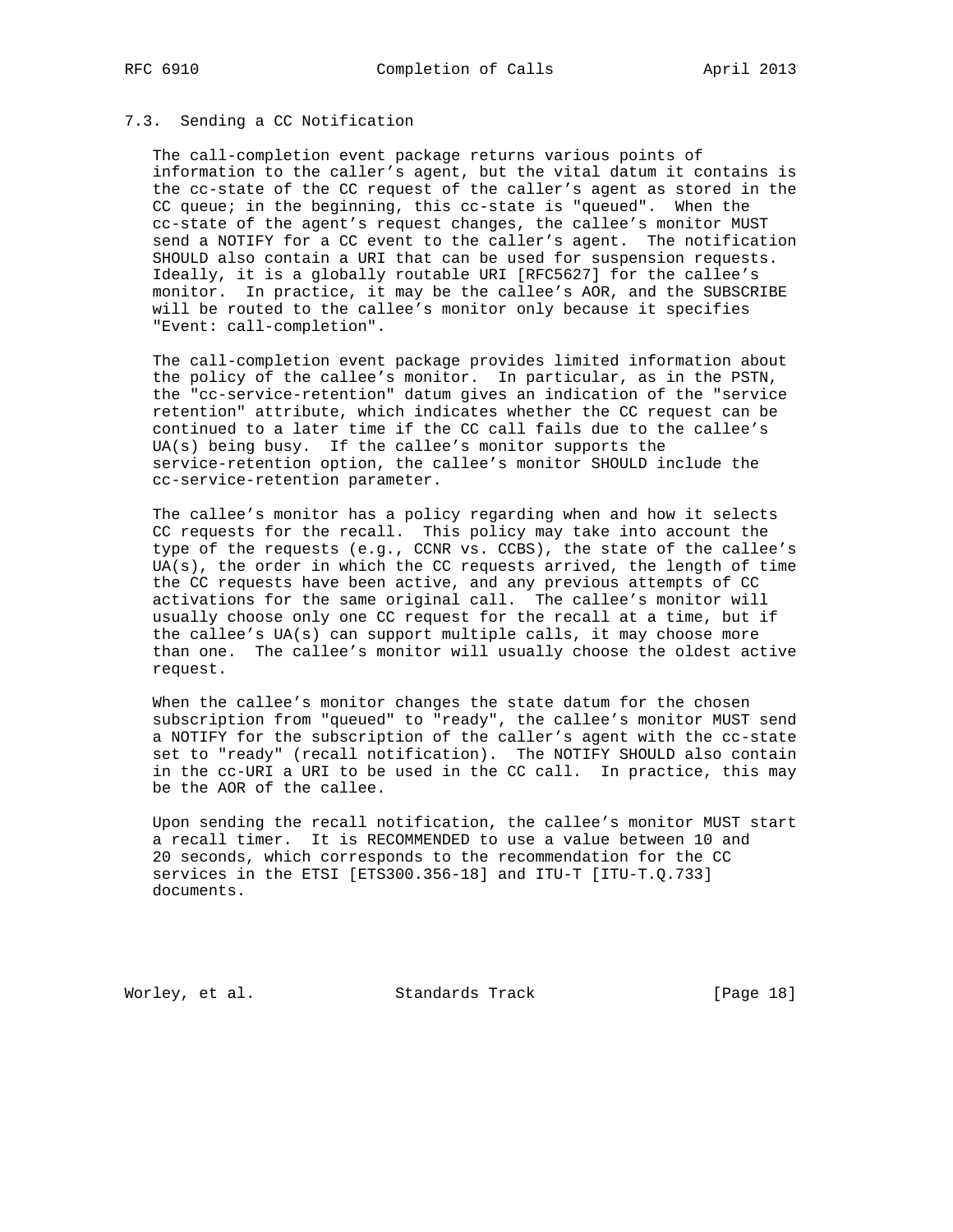### 7.3. Sending a CC Notification

The call-completion event package returns various points of information to the caller's agent, but the vital datum it contains is the cc-state of the CC request of the caller's agent as stored in the CC queue; in the beginning, this cc-state is "queued". When the cc-state of the agent's request changes, the callee's monitor MUST send a NOTIFY for a CC event to the caller's agent. The notification SHOULD also contain a URI that can be used for suspension requests. Ideally, it is a globally routable URI [RFC5627] for the callee's monitor. In practice, it may be the callee's AOR, and the SUBSCRIBE will be routed to the callee's monitor only because it specifies "Event: call-completion".

The call-completion event package provides limited information about the policy of the callee's monitor. In particular, as in the PSTN, the "cc-service-retention" datum gives an indication of the "service retention" attribute, which indicates whether the CC request can be continued to a later time if the CC call fails due to the callee's UA(s) being busy. If the callee's monitor supports the service-retention option, the callee's monitor SHOULD include the cc-service-retention parameter.

The callee's monitor has a policy regarding when and how it selects CC requests for the recall. This policy may take into account the type of the requests (e.g., CCNR vs. CCBS), the state of the callee's UA(s), the order in which the CC requests arrived, the length of time the CC requests have been active, and any previous attempts of CC activations for the same original call. The callee's monitor will usually choose only one CC request for the recall at a time, but if the callee's UA(s) can support multiple calls, it may choose more than one. The callee's monitor will usually choose the oldest active request.

When the callee's monitor changes the state datum for the chosen subscription from "queued" to "ready", the callee's monitor MUST send a NOTIFY for the subscription of the caller's agent with the cc-state set to "ready" (recall notification). The NOTIFY SHOULD also contain in the cc-URI a URI to be used in the CC call. In practice, this may be the AOR of the callee.

Upon sending the recall notification, the callee's monitor MUST start a recall timer. It is RECOMMENDED to use a value between 10 and 20 seconds, which corresponds to the recommendation for the CC services in the ETSI [ETS300.356-18] and ITU-T [ITU-T.Q.733] documents.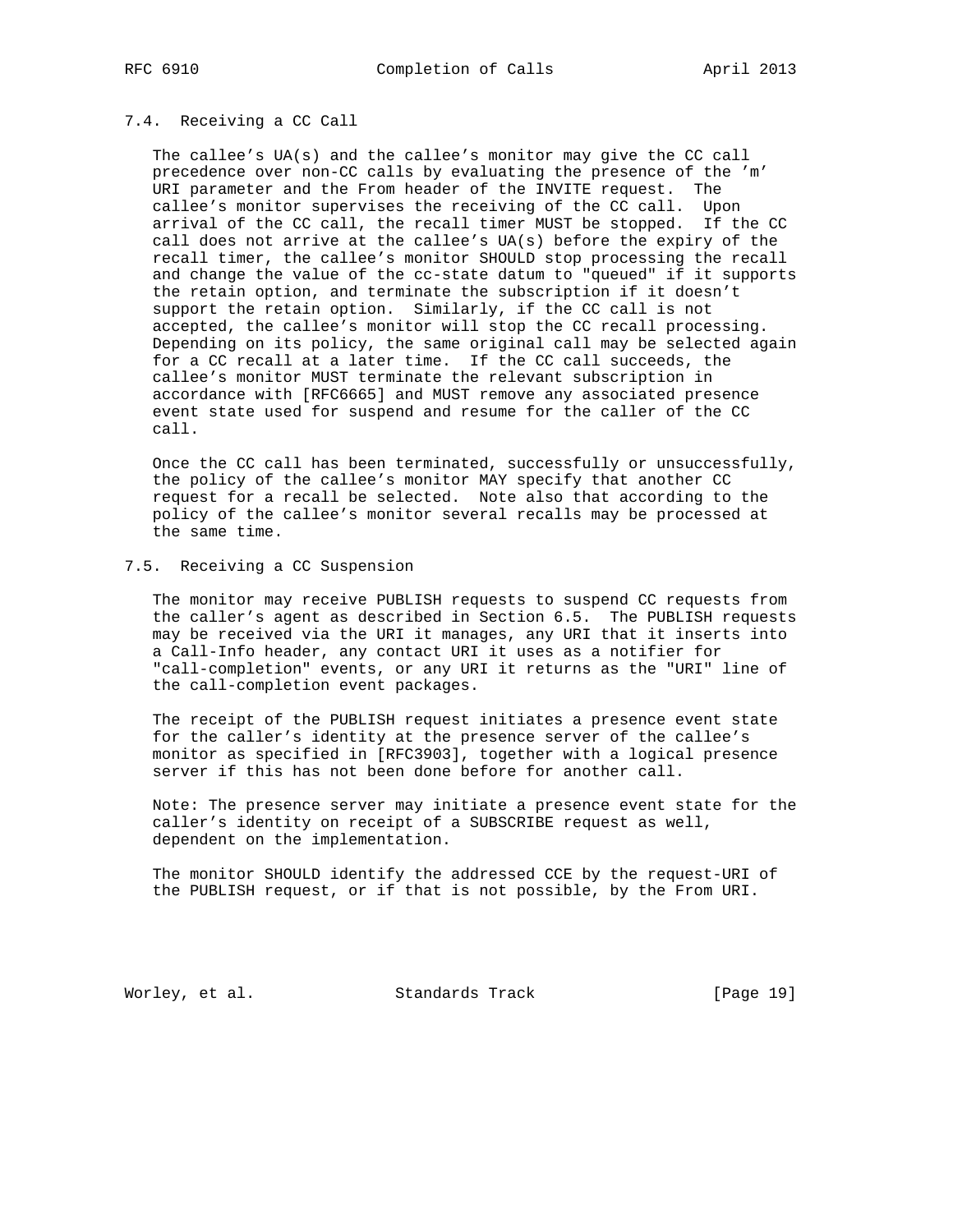### 7.4. Receiving a CC Call

The callee's UA(s) and the callee's monitor may give the CC call precedence over non-CC calls by evaluating the presence of the 'm' URI parameter and the From header of the INVITE request. The callee's monitor supervises the receiving of the CC call. Upon arrival of the CC call, the recall timer MUST be stopped. If the CC call does not arrive at the callee's UA(s) before the expiry of the recall timer, the callee's monitor SHOULD stop processing the recall and change the value of the cc-state datum to "queued" if it supports the retain option, and terminate the subscription if it doesn't support the retain option. Similarly, if the CC call is not accepted, the callee's monitor will stop the CC recall processing. Depending on its policy, the same original call may be selected again for a CC recall at a later time. If the CC call succeeds, the callee's monitor MUST terminate the relevant subscription in accordance with [RFC6665] and MUST remove any associated presence event state used for suspend and resume for the caller of the CC call.

Once the CC call has been terminated, successfully or unsuccessfully, the policy of the callee's monitor MAY specify that another CC request for a recall be selected. Note also that according to the policy of the callee's monitor several recalls may be processed at the same time.

### 7.5. Receiving a CC Suspension

The monitor may receive PUBLISH requests to suspend CC requests from the caller's agent as described in Section 6.5. The PUBLISH requests may be received via the URI it manages, any URI that it inserts into a Call-Info header, any contact URI it uses as a notifier for "call-completion" events, or any URI it returns as the "URI" line of the call-completion event packages.

The receipt of the PUBLISH request initiates a presence event state for the caller's identity at the presence server of the callee's monitor as specified in [RFC3903], together with a logical presence server if this has not been done before for another call.

Note: The presence server may initiate a presence event state for the caller's identity on receipt of a SUBSCRIBE request as well, dependent on the implementation.

The monitor SHOULD identify the addressed CCE by the request-URI of the PUBLISH request, or if that is not possible, by the From URI.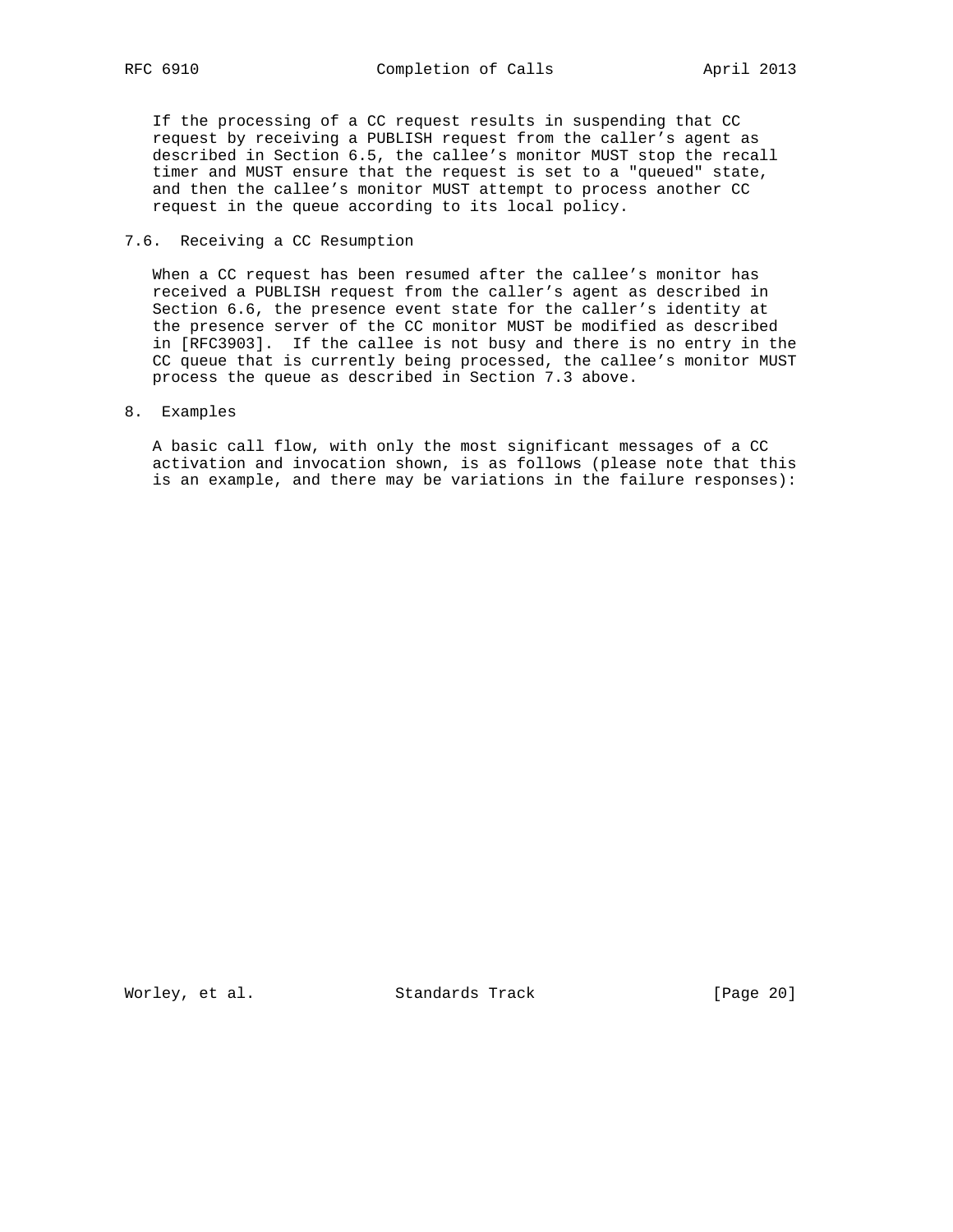If the processing of a CC request results in suspending that CC request by receiving a PUBLISH request from the caller's agent as described in Section 6.5, the callee's monitor MUST stop the recall timer and MUST ensure that the request is set to a "queued" state, and then the callee's monitor MUST attempt to process another CC request in the queue according to its local policy.

### 7.6. Receiving a CC Resumption

When a CC request has been resumed after the callee's monitor has received a PUBLISH request from the caller's agent as described in Section 6.6, the presence event state for the caller's identity at the presence server of the CC monitor MUST be modified as described in [RFC3903]. If the callee is not busy and there is no entry in the CC queue that is currently being processed, the callee's monitor MUST process the queue as described in Section 7.3 above.

## 8. Examples

A basic call flow, with only the most significant messages of a CC activation and invocation shown, is as follows (please note that this is an example, and there may be variations in the failure responses):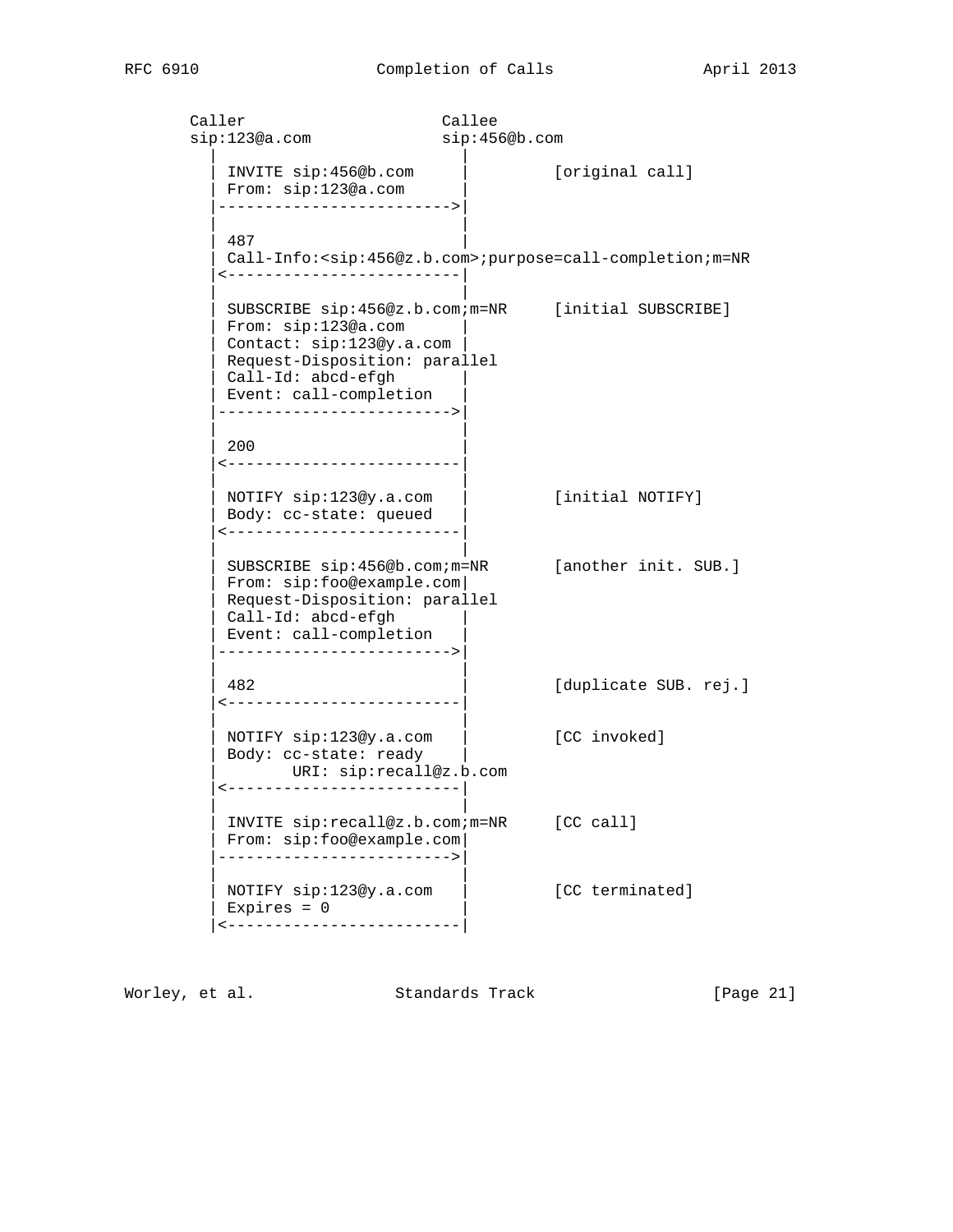```
      Caller                    Callee
      sip:123@a.com             sip:456@b.com
        |                         |
        | INVITE sip:456@b.com    |         [original call]
        | From: sip:123@a.com     |
        |------------------------>|
        |                         |
        | 487                     |
        | Call-Info:<sip:456@z.b.com>;purpose=call-completion;m=NR
        |<------------------------|
        |                         |
        | SUBSCRIBE sip:456@z.b.com;m=NR     [initial SUBSCRIBE]
        | From: sip:123@a.com     |
        | Contact: sip:123@y.a.com |
        | Request-Disposition: parallel
        | Call-Id: abcd-efgh      |
        | Event: call-completion  |
        |------------------------>|
        |                         |
        | 200                     |
        |<------------------------|
        |                         |
        | NOTIFY sip:123@y.a.com  |         [initial NOTIFY]
        | Body: cc-state: queued  |
        |<------------------------|
        |                         |
        | SUBSCRIBE sip:456@b.com;m=NR       [another init. SUB.]
        | From: sip:foo@example.com|
        | Request-Disposition: parallel
        | Call-Id: abcd-efgh      |
        | Event: call-completion  |
        |------------------------>|
        |                         |
        | 482                     |         [duplicate SUB. rej.]
        |<------------------------|
        |                         |
        | NOTIFY sip:123@y.a.com  |         [CC invoked]
        | Body: cc-state: ready   |
        |       URI: sip:recall@z.b.com
        |<------------------------|
        |                         |
        | INVITE sip:recall@z.b.com;m=NR     [CC call]
        | From: sip:foo@example.com|
        |------------------------>|
        |                         |
        | NOTIFY sip:123@y.a.com  |         [CC terminated]
        | Expires = 0             |
        |<------------------------|
```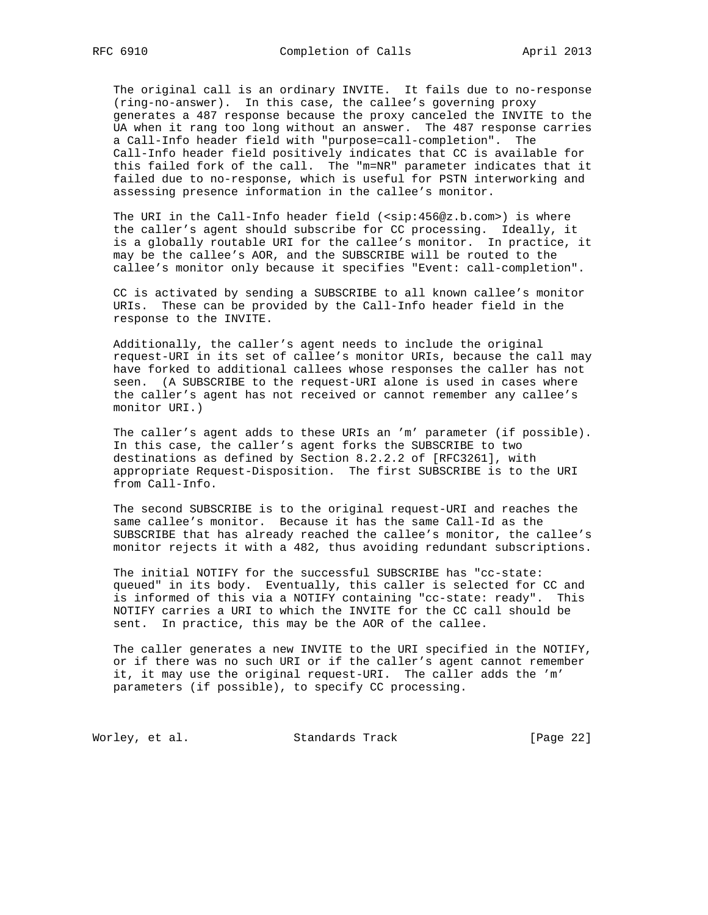The original call is an ordinary INVITE. It fails due to no-response (ring-no-answer). In this case, the callee's governing proxy generates a 487 response because the proxy canceled the INVITE to the UA when it rang too long without an answer. The 487 response carries a Call-Info header field with "purpose=call-completion". The Call-Info header field positively indicates that CC is available for this failed fork of the call. The "m=NR" parameter indicates that it failed due to no-response, which is useful for PSTN interworking and assessing presence information in the callee's monitor.

The URI in the Call-Info header field (<sip:456@z.b.com>) is where the caller's agent should subscribe for CC processing. Ideally, it is a globally routable URI for the callee's monitor. In practice, it may be the callee's AOR, and the SUBSCRIBE will be routed to the callee's monitor only because it specifies "Event: call-completion".

CC is activated by sending a SUBSCRIBE to all known callee's monitor URIs. These can be provided by the Call-Info header field in the response to the INVITE.

Additionally, the caller's agent needs to include the original request-URI in its set of callee's monitor URIs, because the call may have forked to additional callees whose responses the caller has not seen. (A SUBSCRIBE to the request-URI alone is used in cases where the caller's agent has not received or cannot remember any callee's monitor URI.)

The caller's agent adds to these URIs an 'm' parameter (if possible). In this case, the caller's agent forks the SUBSCRIBE to two destinations as defined by Section 8.2.2.2 of [RFC3261], with appropriate Request-Disposition. The first SUBSCRIBE is to the URI from Call-Info.

The second SUBSCRIBE is to the original request-URI and reaches the same callee's monitor. Because it has the same Call-Id as the SUBSCRIBE that has already reached the callee's monitor, the callee's monitor rejects it with a 482, thus avoiding redundant subscriptions.

The initial NOTIFY for the successful SUBSCRIBE has "cc-state: queued" in its body. Eventually, this caller is selected for CC and is informed of this via a NOTIFY containing "cc-state: ready". This NOTIFY carries a URI to which the INVITE for the CC call should be sent. In practice, this may be the AOR of the callee.

The caller generates a new INVITE to the URI specified in the NOTIFY, or if there was no such URI or if the caller's agent cannot remember it, it may use the original request-URI. The caller adds the 'm' parameters (if possible), to specify CC processing.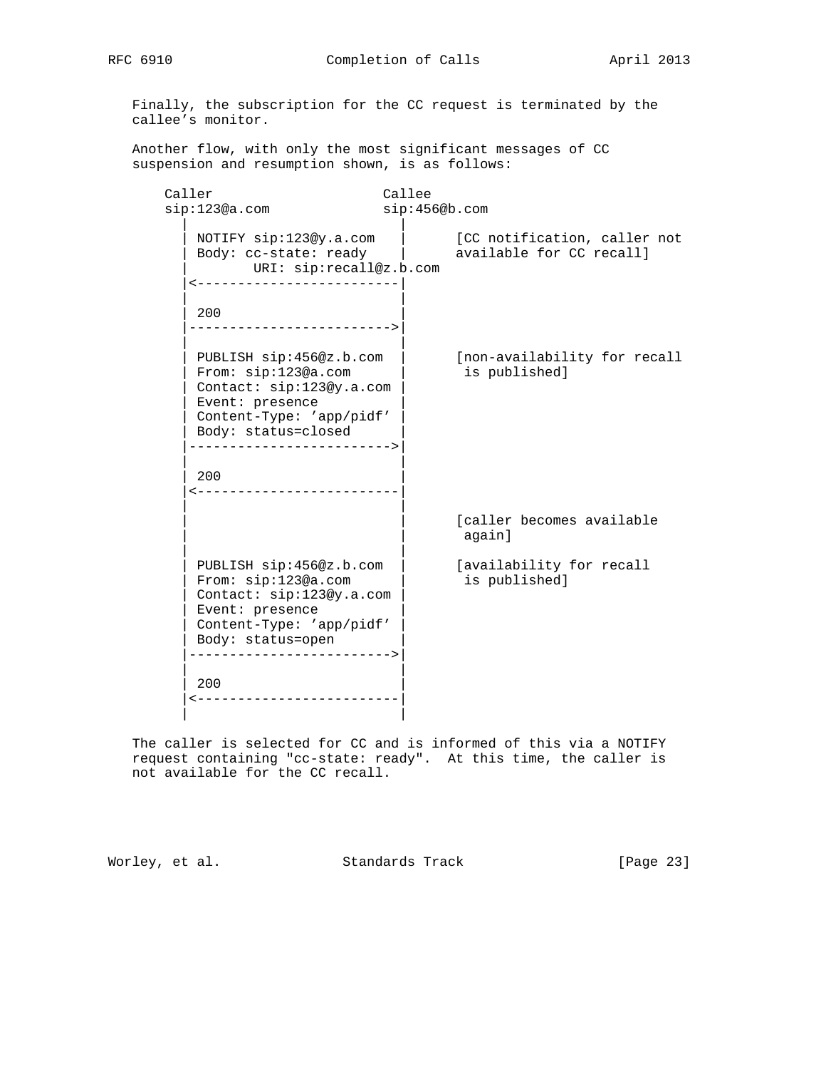Finally, the subscription for the CC request is terminated by the callee's monitor.

Another flow, with only the most significant messages of CC suspension and resumption shown, is as follows:

```
    Caller                    Callee
    sip:123@a.com             sip:456@b.com
      |                         |
      | NOTIFY sip:123@y.a.com  |      [CC notification, caller not
      | Body: cc-state: ready   |      available for CC recall]
      |        URI: sip:recall@z.b.com
      |<------------------------|
      |                         |
      | 200                     |
      |------------------------>|
      |                         |
      | PUBLISH sip:456@z.b.com |      [non-availability for recall
      | From: sip:123@a.com     |       is published]
      | Contact: sip:123@y.a.com |
      | Event: presence         |
      | Content-Type: 'app/pidf' |
      | Body: status=closed     |
      |------------------------>|
      |                         |
      | 200                     |
      |<------------------------|
      |                         |
      |                         |      [caller becomes available
      |                         |       again]
      |                         |
      | PUBLISH sip:456@z.b.com |      [availability for recall
      | From: sip:123@a.com     |       is published]
      | Contact: sip:123@y.a.com |
      | Event: presence         |
      | Content-Type: 'app/pidf' |
      | Body: status=open       |
      |------------------------>|
      |                         |
      | 200                     |
      |<------------------------|
      |                         |
```

The caller is selected for CC and is informed of this via a NOTIFY request containing "cc-state: ready". At this time, the caller is not available for the CC recall.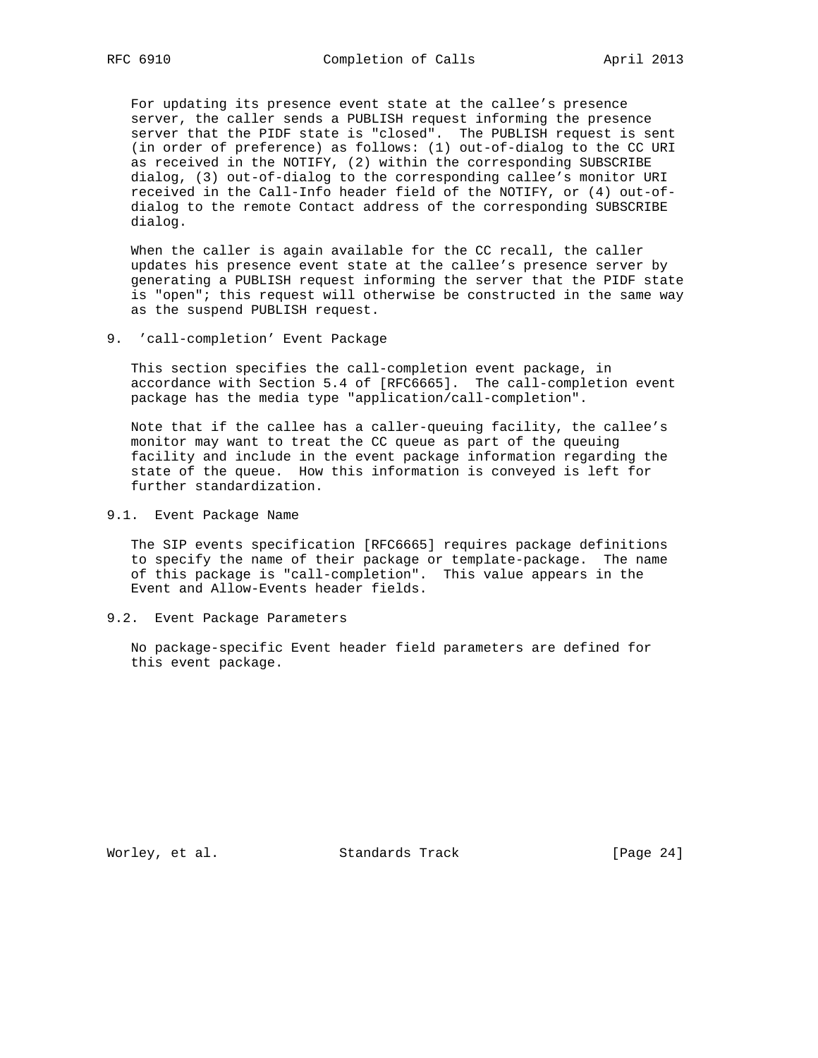For updating its presence event state at the callee's presence server, the caller sends a PUBLISH request informing the presence server that the PIDF state is "closed". The PUBLISH request is sent (in order of preference) as follows: (1) out-of-dialog to the CC URI as received in the NOTIFY, (2) within the corresponding SUBSCRIBE dialog, (3) out-of-dialog to the corresponding callee's monitor URI received in the Call-Info header field of the NOTIFY, or (4) out-of-dialog to the remote Contact address of the corresponding SUBSCRIBE dialog.

When the caller is again available for the CC recall, the caller updates his presence event state at the callee's presence server by generating a PUBLISH request informing the server that the PIDF state is "open"; this request will otherwise be constructed in the same way as the suspend PUBLISH request.

## 9. 'call-completion' Event Package

This section specifies the call-completion event package, in accordance with Section 5.4 of [RFC6665]. The call-completion event package has the media type "application/call-completion".

Note that if the callee has a caller-queuing facility, the callee's monitor may want to treat the CC queue as part of the queuing facility and include in the event package information regarding the state of the queue. How this information is conveyed is left for further standardization.

### 9.1. Event Package Name

The SIP events specification [RFC6665] requires package definitions to specify the name of their package or template-package. The name of this package is "call-completion". This value appears in the Event and Allow-Events header fields.

### 9.2. Event Package Parameters

No package-specific Event header field parameters are defined for this event package.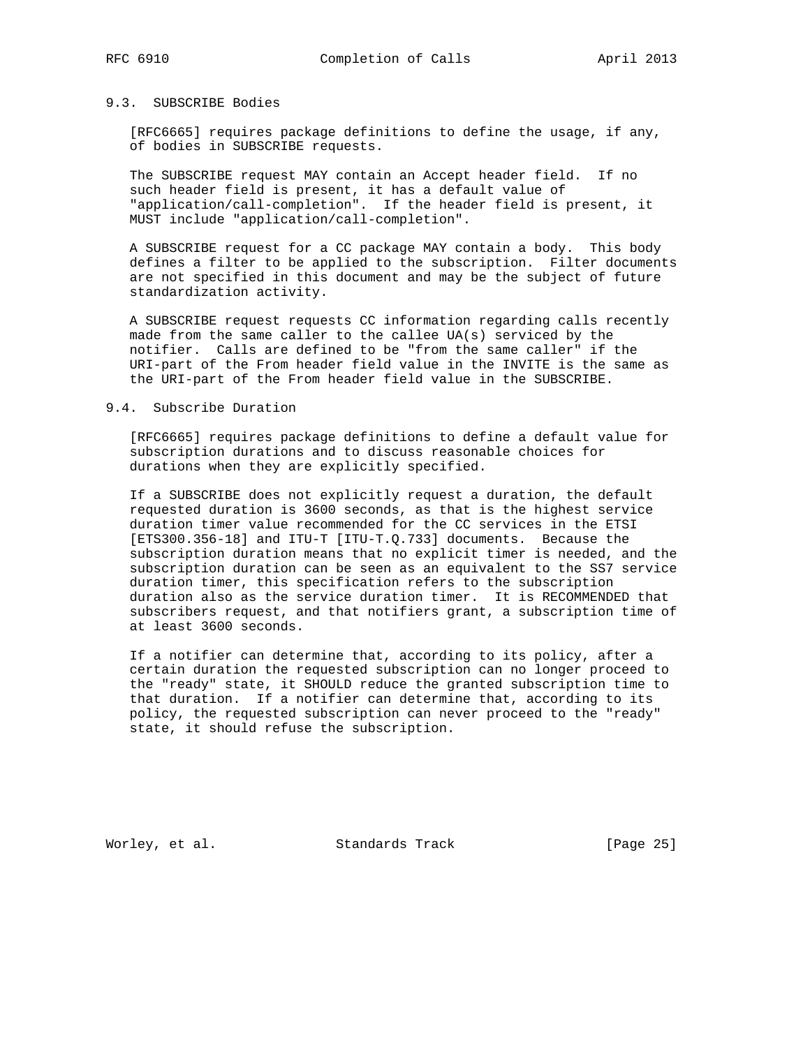### 9.3. SUBSCRIBE Bodies

[RFC6665] requires package definitions to define the usage, if any, of bodies in SUBSCRIBE requests.

The SUBSCRIBE request MAY contain an Accept header field. If no such header field is present, it has a default value of "application/call-completion". If the header field is present, it MUST include "application/call-completion".

A SUBSCRIBE request for a CC package MAY contain a body. This body defines a filter to be applied to the subscription. Filter documents are not specified in this document and may be the subject of future standardization activity.

A SUBSCRIBE request requests CC information regarding calls recently made from the same caller to the callee UA(s) serviced by the notifier. Calls are defined to be "from the same caller" if the URI-part of the From header field value in the INVITE is the same as the URI-part of the From header field value in the SUBSCRIBE.

### 9.4. Subscribe Duration

[RFC6665] requires package definitions to define a default value for subscription durations and to discuss reasonable choices for durations when they are explicitly specified.

If a SUBSCRIBE does not explicitly request a duration, the default requested duration is 3600 seconds, as that is the highest service duration timer value recommended for the CC services in the ETSI [ETS300.356-18] and ITU-T [ITU-T.Q.733] documents. Because the subscription duration means that no explicit timer is needed, and the subscription duration can be seen as an equivalent to the SS7 service duration timer, this specification refers to the subscription duration also as the service duration timer. It is RECOMMENDED that subscribers request, and that notifiers grant, a subscription time of at least 3600 seconds.

If a notifier can determine that, according to its policy, after a certain duration the requested subscription can no longer proceed to the "ready" state, it SHOULD reduce the granted subscription time to that duration. If a notifier can determine that, according to its policy, the requested subscription can never proceed to the "ready" state, it should refuse the subscription.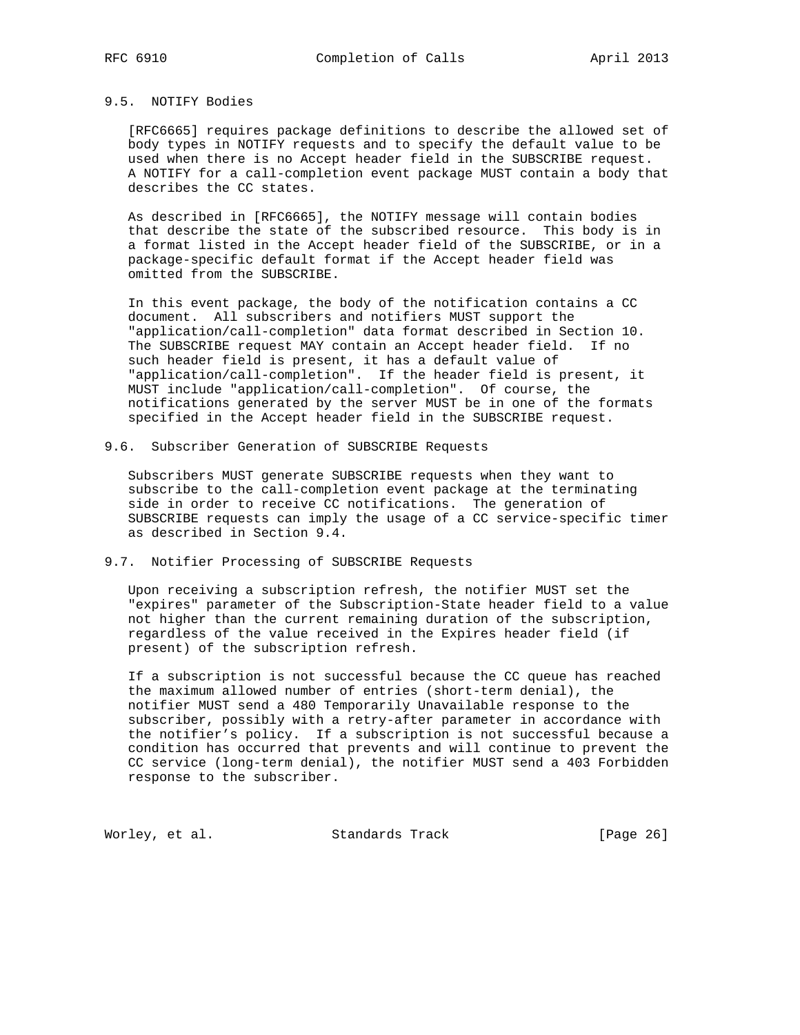### 9.5. NOTIFY Bodies

[RFC6665] requires package definitions to describe the allowed set of body types in NOTIFY requests and to specify the default value to be used when there is no Accept header field in the SUBSCRIBE request. A NOTIFY for a call-completion event package MUST contain a body that describes the CC states.

As described in [RFC6665], the NOTIFY message will contain bodies that describe the state of the subscribed resource. This body is in a format listed in the Accept header field of the SUBSCRIBE, or in a package-specific default format if the Accept header field was omitted from the SUBSCRIBE.

In this event package, the body of the notification contains a CC document. All subscribers and notifiers MUST support the "application/call-completion" data format described in Section 10. The SUBSCRIBE request MAY contain an Accept header field. If no such header field is present, it has a default value of "application/call-completion". If the header field is present, it MUST include "application/call-completion". Of course, the notifications generated by the server MUST be in one of the formats specified in the Accept header field in the SUBSCRIBE request.

### 9.6. Subscriber Generation of SUBSCRIBE Requests

Subscribers MUST generate SUBSCRIBE requests when they want to subscribe to the call-completion event package at the terminating side in order to receive CC notifications. The generation of SUBSCRIBE requests can imply the usage of a CC service-specific timer as described in Section 9.4.

### 9.7. Notifier Processing of SUBSCRIBE Requests

Upon receiving a subscription refresh, the notifier MUST set the "expires" parameter of the Subscription-State header field to a value not higher than the current remaining duration of the subscription, regardless of the value received in the Expires header field (if present) of the subscription refresh.

If a subscription is not successful because the CC queue has reached the maximum allowed number of entries (short-term denial), the notifier MUST send a 480 Temporarily Unavailable response to the subscriber, possibly with a retry-after parameter in accordance with the notifier's policy. If a subscription is not successful because a condition has occurred that prevents and will continue to prevent the CC service (long-term denial), the notifier MUST send a 403 Forbidden response to the subscriber.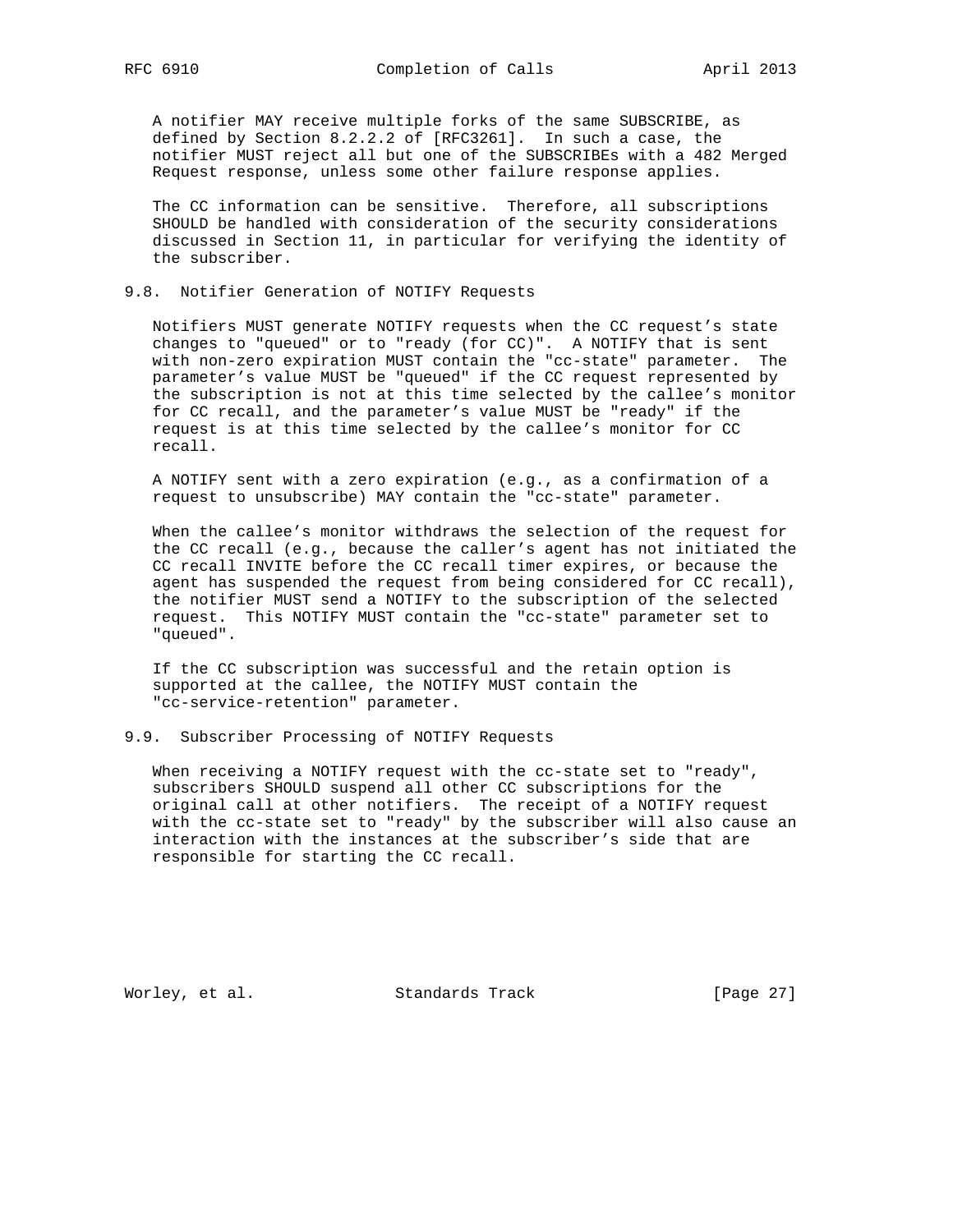A notifier MAY receive multiple forks of the same SUBSCRIBE, as defined by Section 8.2.2.2 of [RFC3261]. In such a case, the notifier MUST reject all but one of the SUBSCRIBEs with a 482 Merged Request response, unless some other failure response applies.

The CC information can be sensitive. Therefore, all subscriptions SHOULD be handled with consideration of the security considerations discussed in Section 11, in particular for verifying the identity of the subscriber.

## 9.8. Notifier Generation of NOTIFY Requests

Notifiers MUST generate NOTIFY requests when the CC request's state changes to "queued" or to "ready (for CC)". A NOTIFY that is sent with non-zero expiration MUST contain the "cc-state" parameter. The parameter's value MUST be "queued" if the CC request represented by the subscription is not at this time selected by the callee's monitor for CC recall, and the parameter's value MUST be "ready" if the request is at this time selected by the callee's monitor for CC recall.

A NOTIFY sent with a zero expiration (e.g., as a confirmation of a request to unsubscribe) MAY contain the "cc-state" parameter.

When the callee's monitor withdraws the selection of the request for the CC recall (e.g., because the caller's agent has not initiated the CC recall INVITE before the CC recall timer expires, or because the agent has suspended the request from being considered for CC recall), the notifier MUST send a NOTIFY to the subscription of the selected request. This NOTIFY MUST contain the "cc-state" parameter set to "queued".

If the CC subscription was successful and the retain option is supported at the callee, the NOTIFY MUST contain the "cc-service-retention" parameter.

## 9.9. Subscriber Processing of NOTIFY Requests

When receiving a NOTIFY request with the cc-state set to "ready", subscribers SHOULD suspend all other CC subscriptions for the original call at other notifiers. The receipt of a NOTIFY request with the cc-state set to "ready" by the subscriber will also cause an interaction with the instances at the subscriber's side that are responsible for starting the CC recall.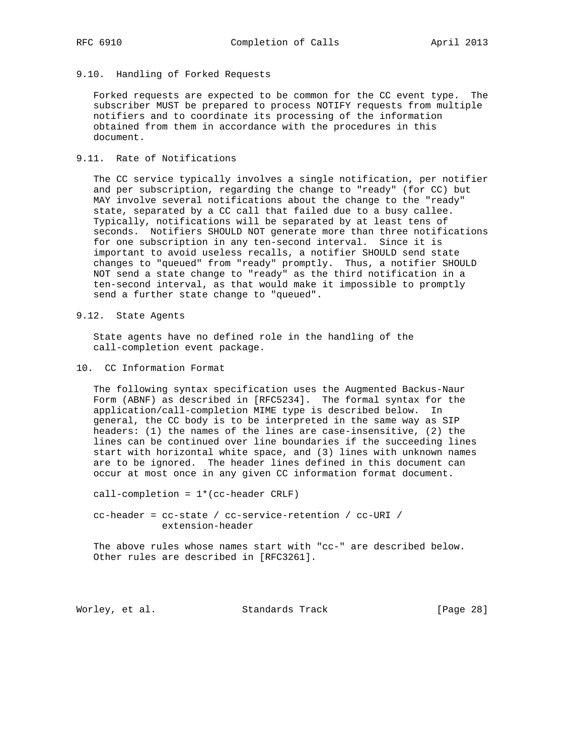### 9.10. Handling of Forked Requests

Forked requests are expected to be common for the CC event type. The subscriber MUST be prepared to process NOTIFY requests from multiple notifiers and to coordinate its processing of the information obtained from them in accordance with the procedures in this document.

### 9.11. Rate of Notifications

The CC service typically involves a single notification, per notifier and per subscription, regarding the change to "ready" (for CC) but MAY involve several notifications about the change to the "ready" state, separated by a CC call that failed due to a busy callee. Typically, notifications will be separated by at least tens of seconds. Notifiers SHOULD NOT generate more than three notifications for one subscription in any ten-second interval. Since it is important to avoid useless recalls, a notifier SHOULD send state changes to "queued" from "ready" promptly. Thus, a notifier SHOULD NOT send a state change to "ready" as the third notification in a ten-second interval, as that would make it impossible to promptly send a further state change to "queued".

### 9.12. State Agents

State agents have no defined role in the handling of the call-completion event package.

## 10. CC Information Format

The following syntax specification uses the Augmented Backus-Naur Form (ABNF) as described in [RFC5234]. The formal syntax for the application/call-completion MIME type is described below. In general, the CC body is to be interpreted in the same way as SIP headers: (1) the names of the lines are case-insensitive, (2) the lines can be continued over line boundaries if the succeeding lines start with horizontal white space, and (3) lines with unknown names are to be ignored. The header lines defined in this document can occur at most once in any given CC information format document.

```
call-completion = 1*(cc-header CRLF)

cc-header = cc-state / cc-service-retention / cc-URI /
            extension-header
```

The above rules whose names start with "cc-" are described below. Other rules are described in [RFC3261].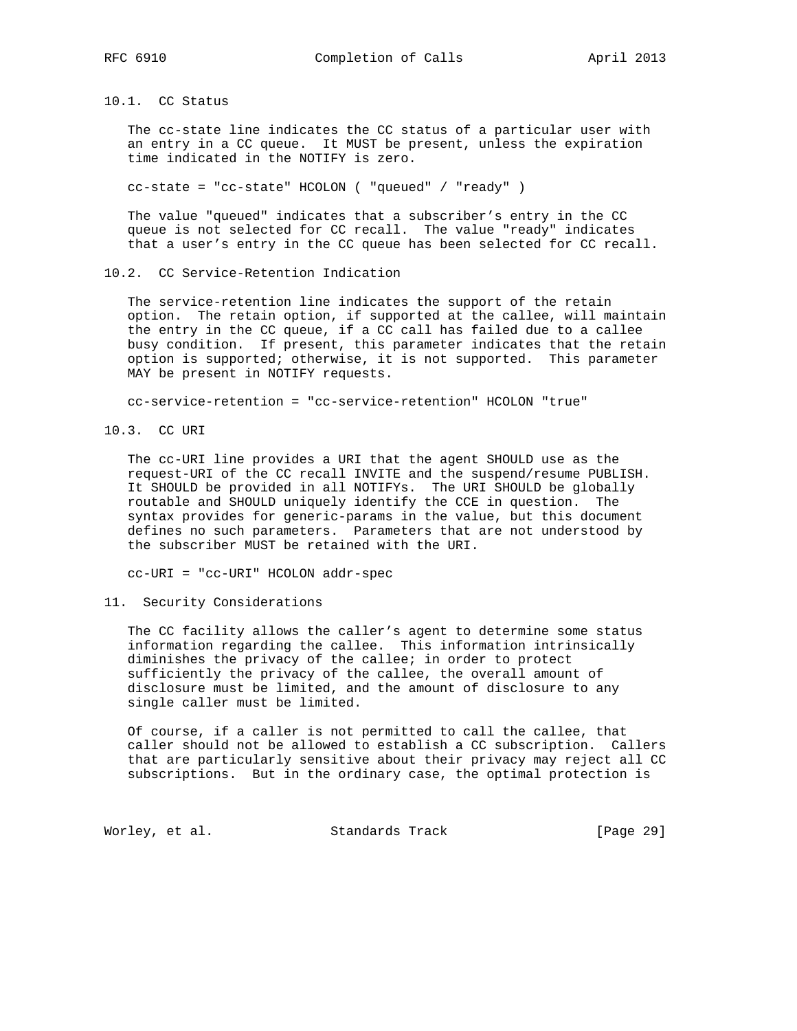### 10.1. CC Status

The cc-state line indicates the CC status of a particular user with an entry in a CC queue. It MUST be present, unless the expiration time indicated in the NOTIFY is zero.

```
cc-state = "cc-state" HCOLON ( "queued" / "ready" )
```

The value "queued" indicates that a subscriber’s entry in the CC queue is not selected for CC recall. The value "ready" indicates that a user’s entry in the CC queue has been selected for CC recall.

### 10.2. CC Service-Retention Indication

The service-retention line indicates the support of the retain option. The retain option, if supported at the callee, will maintain the entry in the CC queue, if a CC call has failed due to a callee busy condition. If present, this parameter indicates that the retain option is supported; otherwise, it is not supported. This parameter MAY be present in NOTIFY requests.

```
cc-service-retention = "cc-service-retention" HCOLON "true"
```

### 10.3. CC URI

The cc-URI line provides a URI that the agent SHOULD use as the request-URI of the CC recall INVITE and the suspend/resume PUBLISH. It SHOULD be provided in all NOTIFYs. The URI SHOULD be globally routable and SHOULD uniquely identify the CCE in question. The syntax provides for generic-params in the value, but this document defines no such parameters. Parameters that are not understood by the subscriber MUST be retained with the URI.

```
cc-URI = "cc-URI" HCOLON addr-spec
```

## 11. Security Considerations

The CC facility allows the caller’s agent to determine some status information regarding the callee. This information intrinsically diminishes the privacy of the callee; in order to protect sufficiently the privacy of the callee, the overall amount of disclosure must be limited, and the amount of disclosure to any single caller must be limited.

Of course, if a caller is not permitted to call the callee, that caller should not be allowed to establish a CC subscription. Callers that are particularly sensitive about their privacy may reject all CC subscriptions. But in the ordinary case, the optimal protection is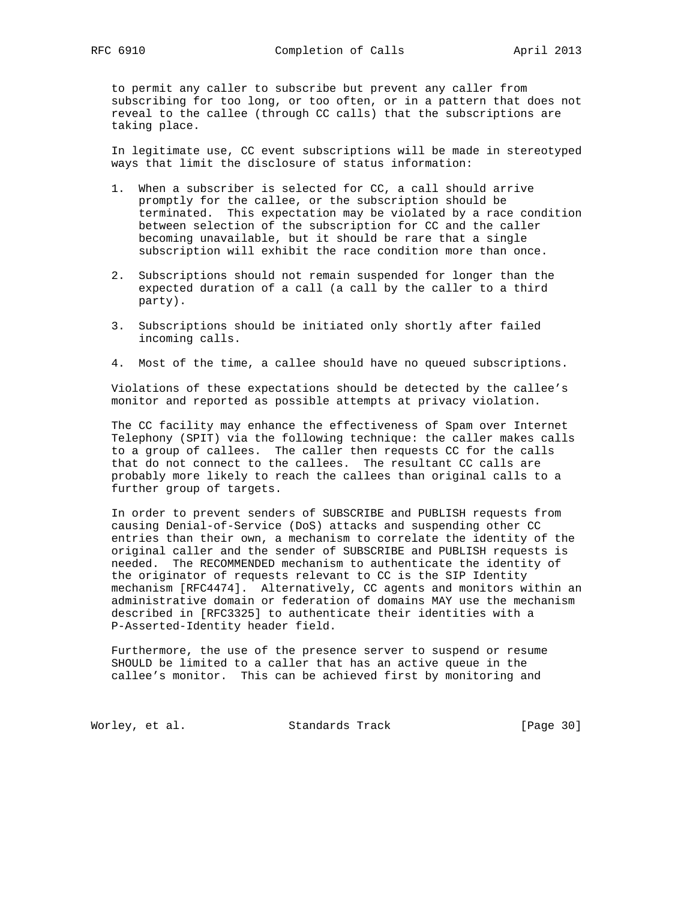to permit any caller to subscribe but prevent any caller from subscribing for too long, or too often, or in a pattern that does not reveal to the callee (through CC calls) that the subscriptions are taking place.

In legitimate use, CC event subscriptions will be made in stereotyped ways that limit the disclosure of status information:

1. When a subscriber is selected for CC, a call should arrive promptly for the callee, or the subscription should be terminated. This expectation may be violated by a race condition between selection of the subscription for CC and the caller becoming unavailable, but it should be rare that a single subscription will exhibit the race condition more than once.

2. Subscriptions should not remain suspended for longer than the expected duration of a call (a call by the caller to a third party).

3. Subscriptions should be initiated only shortly after failed incoming calls.

4. Most of the time, a callee should have no queued subscriptions.

Violations of these expectations should be detected by the callee's monitor and reported as possible attempts at privacy violation.

The CC facility may enhance the effectiveness of Spam over Internet Telephony (SPIT) via the following technique: the caller makes calls to a group of callees. The caller then requests CC for the calls that do not connect to the callees. The resultant CC calls are probably more likely to reach the callees than original calls to a further group of targets.

In order to prevent senders of SUBSCRIBE and PUBLISH requests from causing Denial-of-Service (DoS) attacks and suspending other CC entries than their own, a mechanism to correlate the identity of the original caller and the sender of SUBSCRIBE and PUBLISH requests is needed. The RECOMMENDED mechanism to authenticate the identity of the originator of requests relevant to CC is the SIP Identity mechanism [RFC4474]. Alternatively, CC agents and monitors within an administrative domain or federation of domains MAY use the mechanism described in [RFC3325] to authenticate their identities with a P-Asserted-Identity header field.

Furthermore, the use of the presence server to suspend or resume SHOULD be limited to a caller that has an active queue in the callee's monitor. This can be achieved first by monitoring and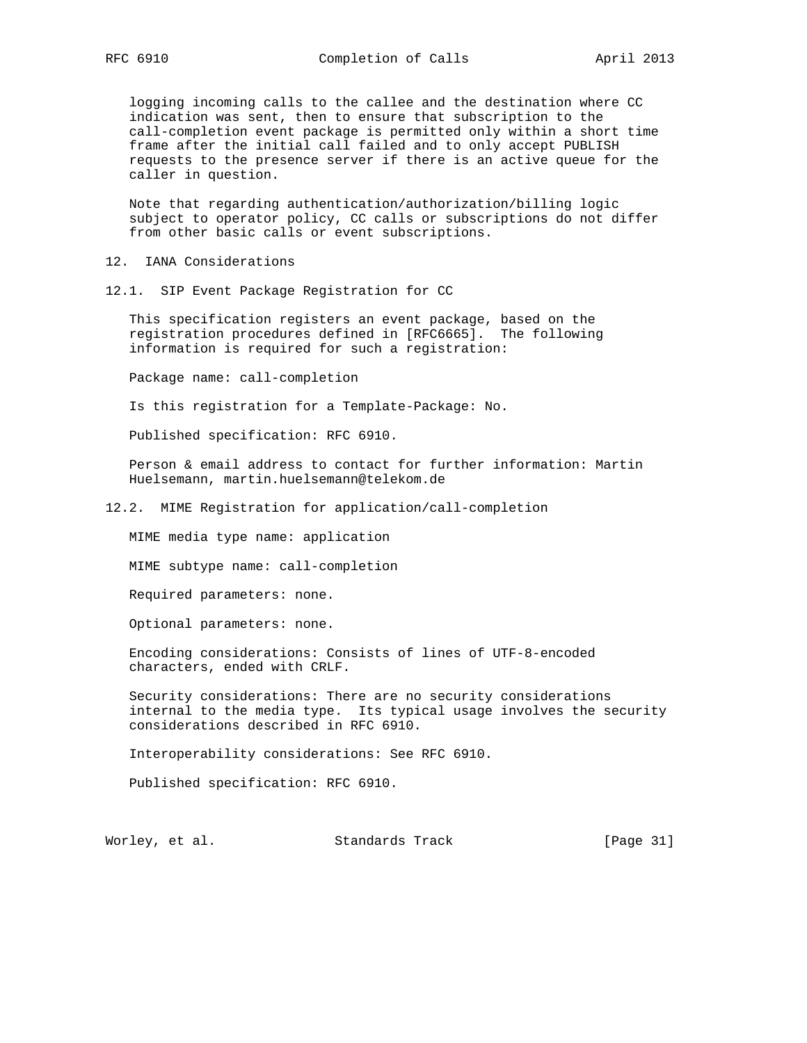logging incoming calls to the callee and the destination where CC indication was sent, then to ensure that subscription to the call-completion event package is permitted only within a short time frame after the initial call failed and to only accept PUBLISH requests to the presence server if there is an active queue for the caller in question.

Note that regarding authentication/authorization/billing logic subject to operator policy, CC calls or subscriptions do not differ from other basic calls or event subscriptions.

## 12. IANA Considerations

### 12.1. SIP Event Package Registration for CC

This specification registers an event package, based on the registration procedures defined in [RFC6665]. The following information is required for such a registration:

Package name: call-completion

Is this registration for a Template-Package: No.

Published specification: RFC 6910.

Person & email address to contact for further information: Martin Huelsemann, martin.huelsemann@telekom.de

### 12.2. MIME Registration for application/call-completion

MIME media type name: application

MIME subtype name: call-completion

Required parameters: none.

Optional parameters: none.

Encoding considerations: Consists of lines of UTF-8-encoded characters, ended with CRLF.

Security considerations: There are no security considerations internal to the media type. Its typical usage involves the security considerations described in RFC 6910.

Interoperability considerations: See RFC 6910.

Published specification: RFC 6910.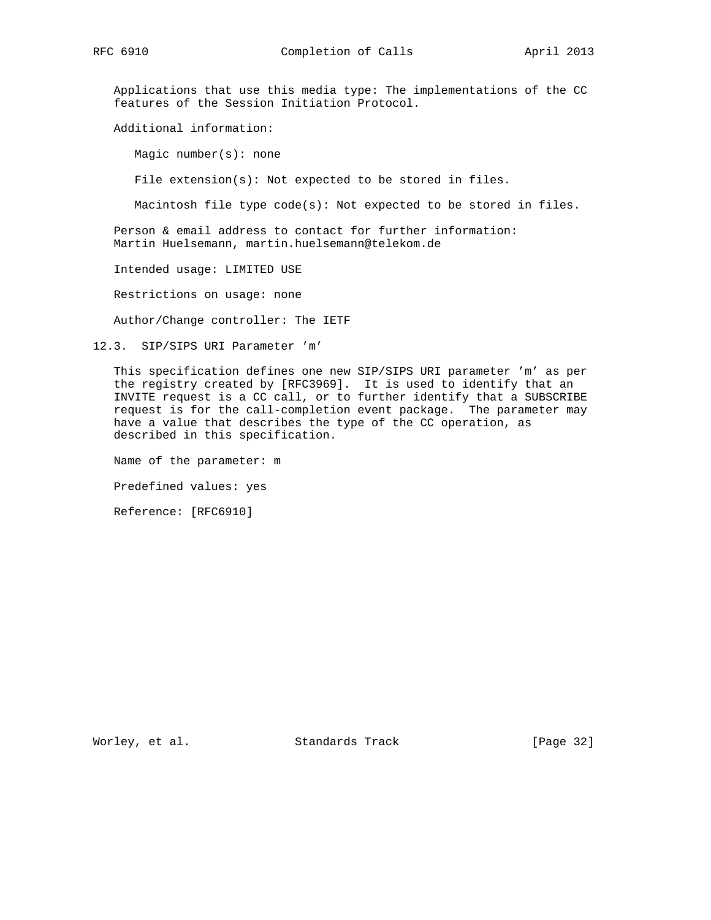Applications that use this media type: The implementations of the CC features of the Session Initiation Protocol.

Additional information:

Magic number(s): none

File extension(s): Not expected to be stored in files.

Macintosh file type code(s): Not expected to be stored in files.

Person & email address to contact for further information: Martin Huelsemann, martin.huelsemann@telekom.de

Intended usage: LIMITED USE

Restrictions on usage: none

Author/Change controller: The IETF

### 12.3. SIP/SIPS URI Parameter 'm'

This specification defines one new SIP/SIPS URI parameter 'm' as per the registry created by [RFC3969]. It is used to identify that an INVITE request is a CC call, or to further identify that a SUBSCRIBE request is for the call-completion event package. The parameter may have a value that describes the type of the CC operation, as described in this specification.

Name of the parameter: m

Predefined values: yes

Reference: [RFC6910]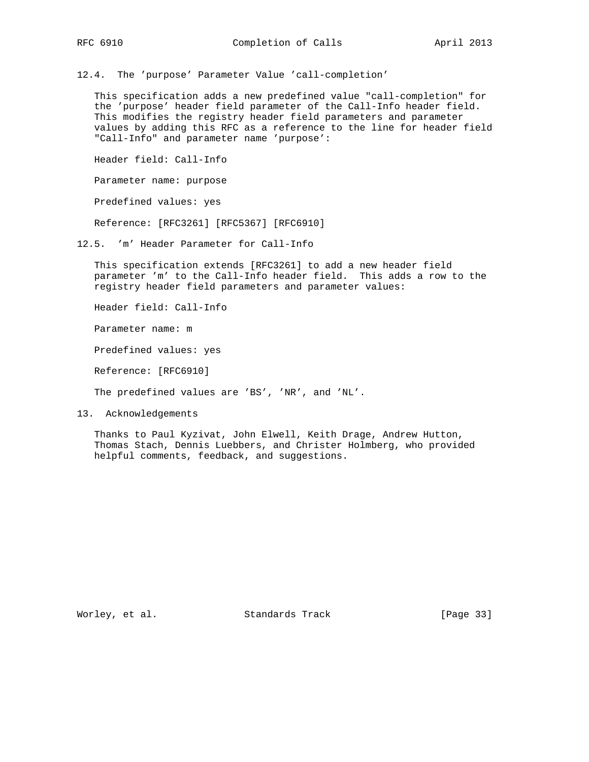### 12.4. The 'purpose' Parameter Value 'call-completion'

This specification adds a new predefined value "call-completion" for the 'purpose' header field parameter of the Call-Info header field. This modifies the registry header field parameters and parameter values by adding this RFC as a reference to the line for header field "Call-Info" and parameter name 'purpose':

Header field: Call-Info

Parameter name: purpose

Predefined values: yes

Reference: [RFC3261] [RFC5367] [RFC6910]

### 12.5. 'm' Header Parameter for Call-Info

This specification extends [RFC3261] to add a new header field parameter 'm' to the Call-Info header field. This adds a row to the registry header field parameters and parameter values:

Header field: Call-Info

Parameter name: m

Predefined values: yes

Reference: [RFC6910]

The predefined values are 'BS', 'NR', and 'NL'.

## 13. Acknowledgements

Thanks to Paul Kyzivat, John Elwell, Keith Drage, Andrew Hutton, Thomas Stach, Dennis Luebbers, and Christer Holmberg, who provided helpful comments, feedback, and suggestions.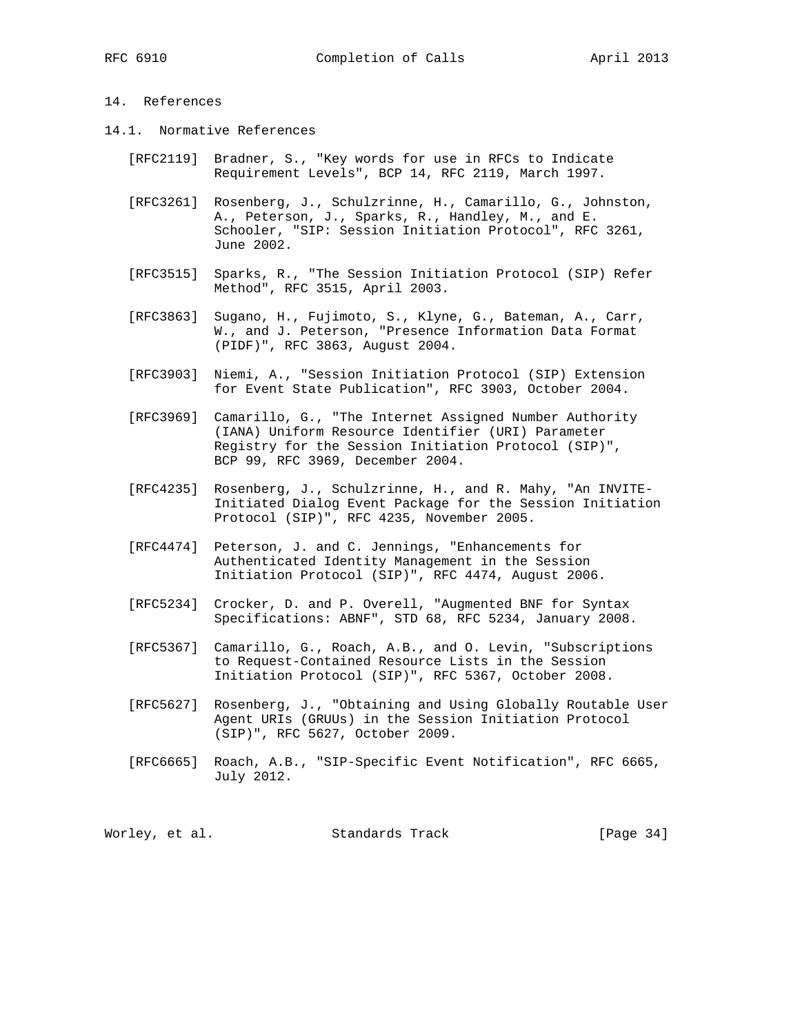## 14. References

### 14.1. Normative References

[RFC2119] Bradner, S., "Key words for use in RFCs to Indicate Requirement Levels", BCP 14, RFC 2119, March 1997.

[RFC3261] Rosenberg, J., Schulzrinne, H., Camarillo, G., Johnston, A., Peterson, J., Sparks, R., Handley, M., and E. Schooler, "SIP: Session Initiation Protocol", RFC 3261, June 2002.

[RFC3515] Sparks, R., "The Session Initiation Protocol (SIP) Refer Method", RFC 3515, April 2003.

[RFC3863] Sugano, H., Fujimoto, S., Klyne, G., Bateman, A., Carr, W., and J. Peterson, "Presence Information Data Format (PIDF)", RFC 3863, August 2004.

[RFC3903] Niemi, A., "Session Initiation Protocol (SIP) Extension for Event State Publication", RFC 3903, October 2004.

[RFC3969] Camarillo, G., "The Internet Assigned Number Authority (IANA) Uniform Resource Identifier (URI) Parameter Registry for the Session Initiation Protocol (SIP)", BCP 99, RFC 3969, December 2004.

[RFC4235] Rosenberg, J., Schulzrinne, H., and R. Mahy, "An INVITE-Initiated Dialog Event Package for the Session Initiation Protocol (SIP)", RFC 4235, November 2005.

[RFC4474] Peterson, J. and C. Jennings, "Enhancements for Authenticated Identity Management in the Session Initiation Protocol (SIP)", RFC 4474, August 2006.

[RFC5234] Crocker, D. and P. Overell, "Augmented BNF for Syntax Specifications: ABNF", STD 68, RFC 5234, January 2008.

[RFC5367] Camarillo, G., Roach, A.B., and O. Levin, "Subscriptions to Request-Contained Resource Lists in the Session Initiation Protocol (SIP)", RFC 5367, October 2008.

[RFC5627] Rosenberg, J., "Obtaining and Using Globally Routable User Agent URIs (GRUUs) in the Session Initiation Protocol (SIP)", RFC 5627, October 2009.

[RFC6665] Roach, A.B., "SIP-Specific Event Notification", RFC 6665, July 2012.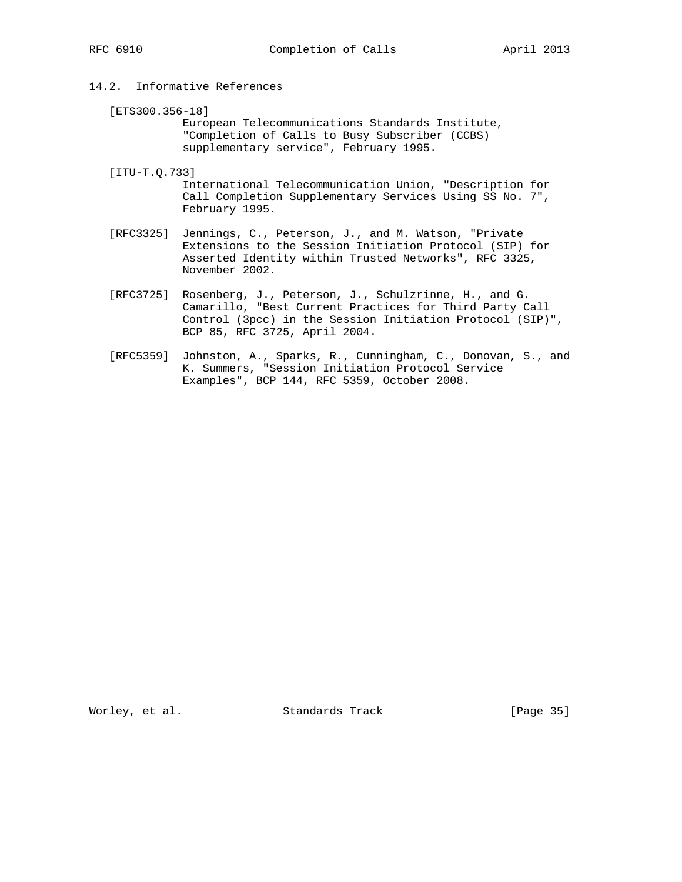## 14.2. Informative References

[ETS300.356-18]
European Telecommunications Standards Institute, "Completion of Calls to Busy Subscriber (CCBS) supplementary service", February 1995.

[ITU-T.Q.733]
International Telecommunication Union, "Description for Call Completion Supplementary Services Using SS No. 7", February 1995.

[RFC3325] Jennings, C., Peterson, J., and M. Watson, "Private Extensions to the Session Initiation Protocol (SIP) for Asserted Identity within Trusted Networks", RFC 3325, November 2002.

[RFC3725] Rosenberg, J., Peterson, J., Schulzrinne, H., and G. Camarillo, "Best Current Practices for Third Party Call Control (3pcc) in the Session Initiation Protocol (SIP)", BCP 85, RFC 3725, April 2004.

[RFC5359] Johnston, A., Sparks, R., Cunningham, C., Donovan, S., and K. Summers, "Session Initiation Protocol Service Examples", BCP 144, RFC 5359, October 2008.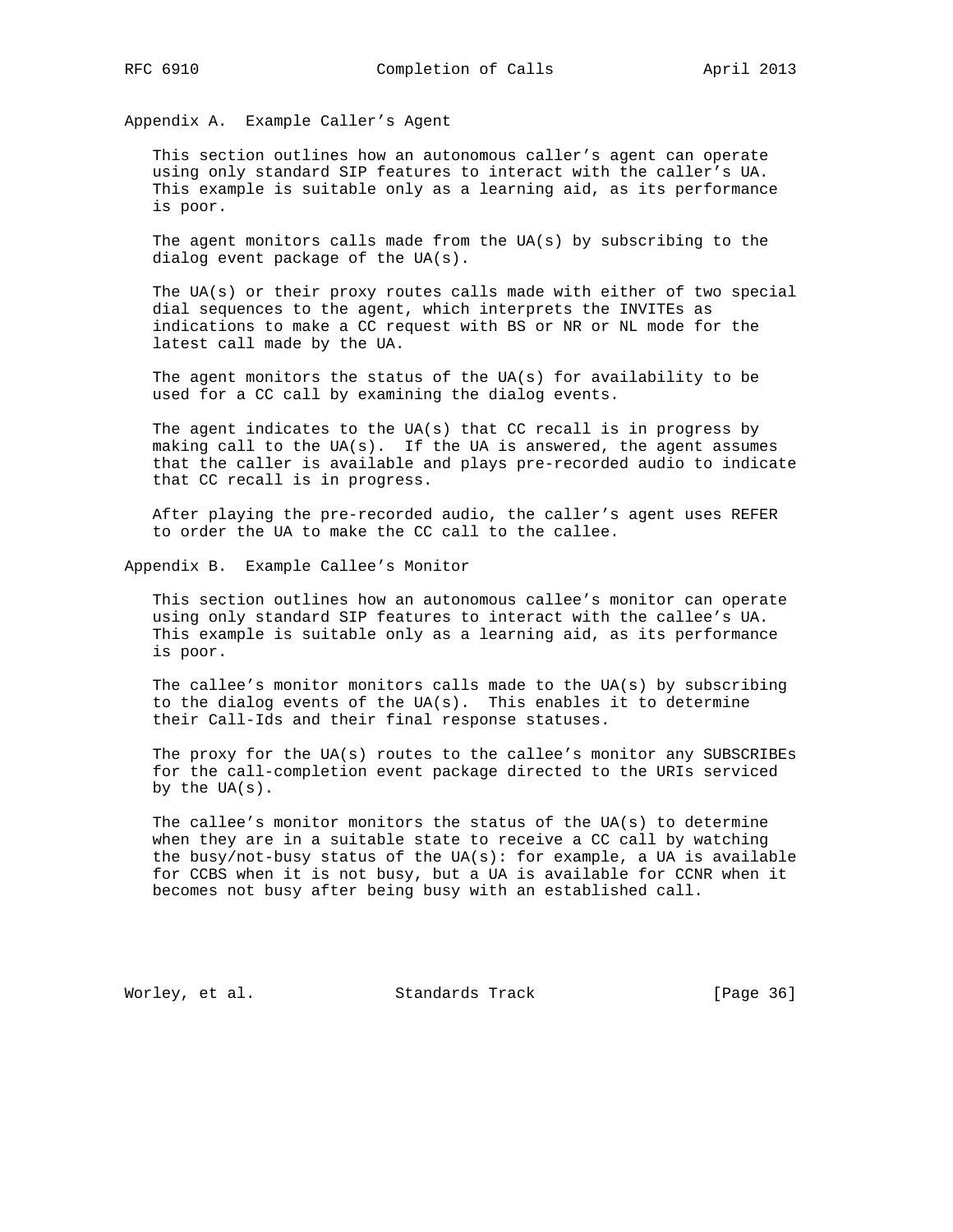## Appendix A. Example Caller's Agent

This section outlines how an autonomous caller's agent can operate using only standard SIP features to interact with the caller's UA. This example is suitable only as a learning aid, as its performance is poor.

The agent monitors calls made from the UA(s) by subscribing to the dialog event package of the UA(s).

The UA(s) or their proxy routes calls made with either of two special dial sequences to the agent, which interprets the INVITEs as indications to make a CC request with BS or NR or NL mode for the latest call made by the UA.

The agent monitors the status of the UA(s) for availability to be used for a CC call by examining the dialog events.

The agent indicates to the UA(s) that CC recall is in progress by making call to the UA(s). If the UA is answered, the agent assumes that the caller is available and plays pre-recorded audio to indicate that CC recall is in progress.

After playing the pre-recorded audio, the caller's agent uses REFER to order the UA to make the CC call to the callee.

## Appendix B. Example Callee's Monitor

This section outlines how an autonomous callee's monitor can operate using only standard SIP features to interact with the callee's UA. This example is suitable only as a learning aid, as its performance is poor.

The callee's monitor monitors calls made to the UA(s) by subscribing to the dialog events of the UA(s). This enables it to determine their Call-Ids and their final response statuses.

The proxy for the UA(s) routes to the callee's monitor any SUBSCRIBEs for the call-completion event package directed to the URIs serviced by the UA(s).

The callee's monitor monitors the status of the UA(s) to determine when they are in a suitable state to receive a CC call by watching the busy/not-busy status of the UA(s): for example, a UA is available for CCBS when it is not busy, but a UA is available for CCNR when it becomes not busy after being busy with an established call.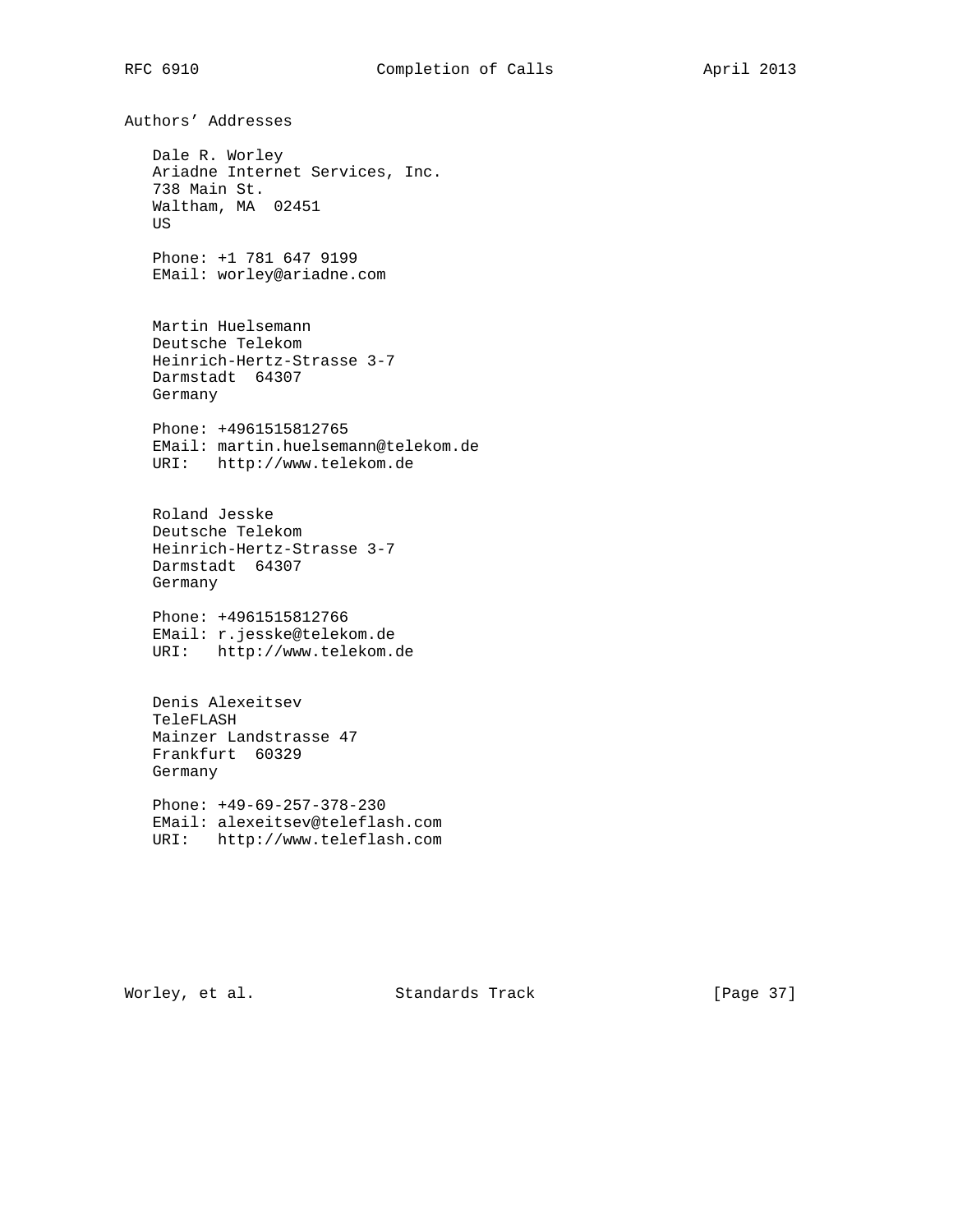## Authors' Addresses

Dale R. Worley
Ariadne Internet Services, Inc.
738 Main St.
Waltham, MA  02451
US

Phone: +1 781 647 9199
EMail: worley@ariadne.com

Martin Huelsemann
Deutsche Telekom
Heinrich-Hertz-Strasse 3-7
Darmstadt  64307
Germany

Phone: +4961515812765
EMail: martin.huelsemann@telekom.de
URI:   http://www.telekom.de

Roland Jesske
Deutsche Telekom
Heinrich-Hertz-Strasse 3-7
Darmstadt  64307
Germany

Phone: +4961515812766
EMail: r.jesske@telekom.de
URI:   http://www.telekom.de

Denis Alexeitsev
TeleFLASH
Mainzer Landstrasse 47
Frankfurt  60329
Germany

Phone: +49-69-257-378-230
EMail: alexeitsev@teleflash.com
URI:   http://www.teleflash.com